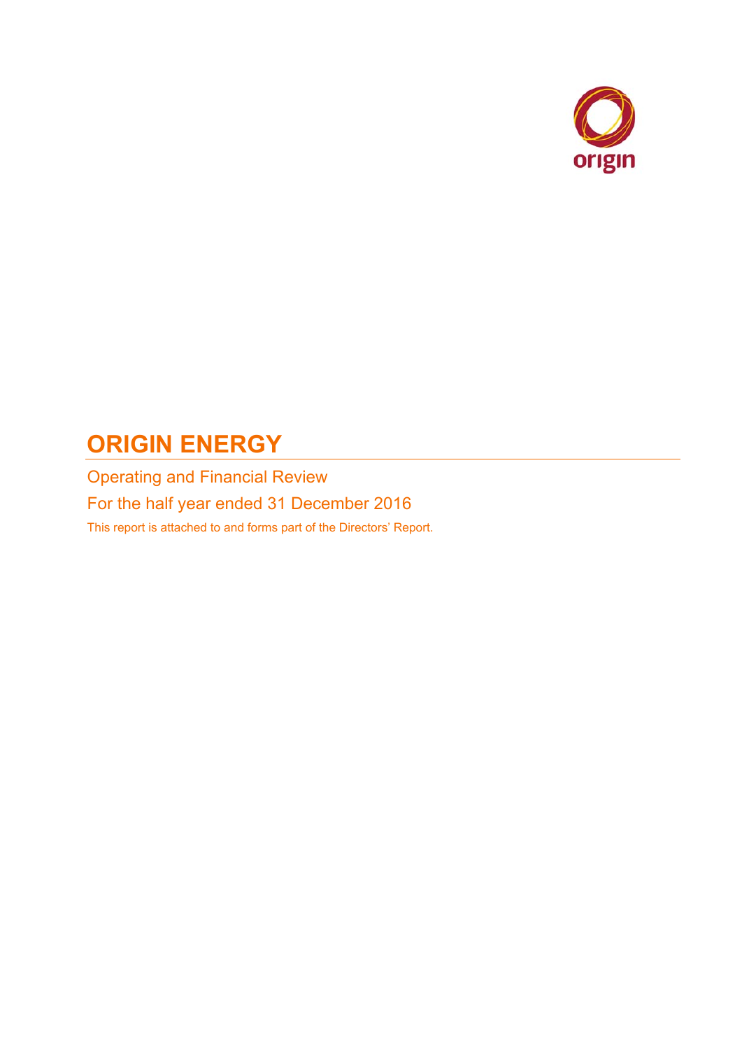# ORIGIN ENERGY

Operating and Financial Review

For the half year ended 31 December 2016

This report is attached to and forms part of the Directors' Report.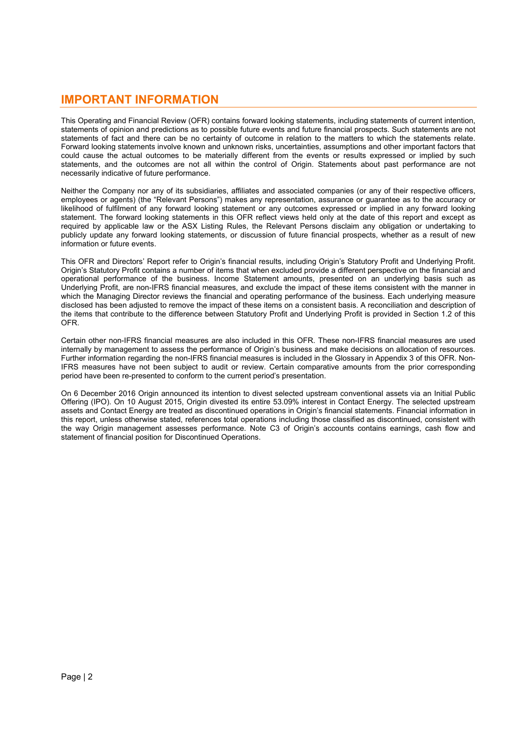# IMPORTANT INFORMATION

This Operating and Financial Review (OFR) contains forward looking statements, including statements of current intention, statements of opinion and predictions as to possible future events and future financial prospects. Such statements are not statements of fact and there can be no certainty of outcome in relation to the matters to which the statements relate. Forward looking statements involve known and unknown risks, uncertainties, assumptions and other important factors that could cause the actual outcomes to be materially different from the events or results expressed or implied by such statements, and the outcomes are not all within the control of Origin. Statements about past performance are not necessarily indicative of future performance.

Neither the Company nor any of its subsidiaries, affiliates and associated companies (or any of their respective officers, employees or agents) (the "Relevant Persons") makes any representation, assurance or guarantee as to the accuracy or likelihood of fulfilment of any forward looking statement or any outcomes expressed or implied in any forward looking statement. The forward looking statements in this OFR reflect views held only at the date of this report and except as required by applicable law or the ASX Listing Rules, the Relevant Persons disclaim any obligation or undertaking to publicly update any forward looking statements, or discussion of future financial prospects, whether as a result of new information or future events.

This OFR and Directors' Report refer to Origin's financial results, including Origin's Statutory Profit and Underlying Profit. Origin's Statutory Profit contains a number of items that when excluded provide a different perspective on the financial and operational performance of the business. Income Statement amounts, presented on an underlying basis such as Underlying Profit, are non-IFRS financial measures, and exclude the impact of these items consistent with the manner in which the Managing Director reviews the financial and operating performance of the business. Each underlying measure disclosed has been adjusted to remove the impact of these items on a consistent basis. A reconciliation and description of the items that contribute to the difference between Statutory Profit and Underlying Profit is provided in Section 1.2 of this OFR.

Certain other non-IFRS financial measures are also included in this OFR. These non-IFRS financial measures are used internally by management to assess the performance of Origin's business and make decisions on allocation of resources. Further information regarding the non-IFRS financial measures is included in the Glossary in Appendix 3 of this OFR. Non-IFRS measures have not been subject to audit or review. Certain comparative amounts from the prior corresponding period have been re-presented to conform to the current period's presentation.

On 6 December 2016 Origin announced its intention to divest selected upstream conventional assets via an Initial Public Offering (IPO). On 10 August 2015, Origin divested its entire 53.09% interest in Contact Energy. The selected upstream assets and Contact Energy are treated as discontinued operations in Origin's financial statements. Financial information in this report, unless otherwise stated, references total operations including those classified as discontinued, consistent with the way Origin management assesses performance. Note C3 of Origin's accounts contains earnings, cash flow and statement of financial position for Discontinued Operations.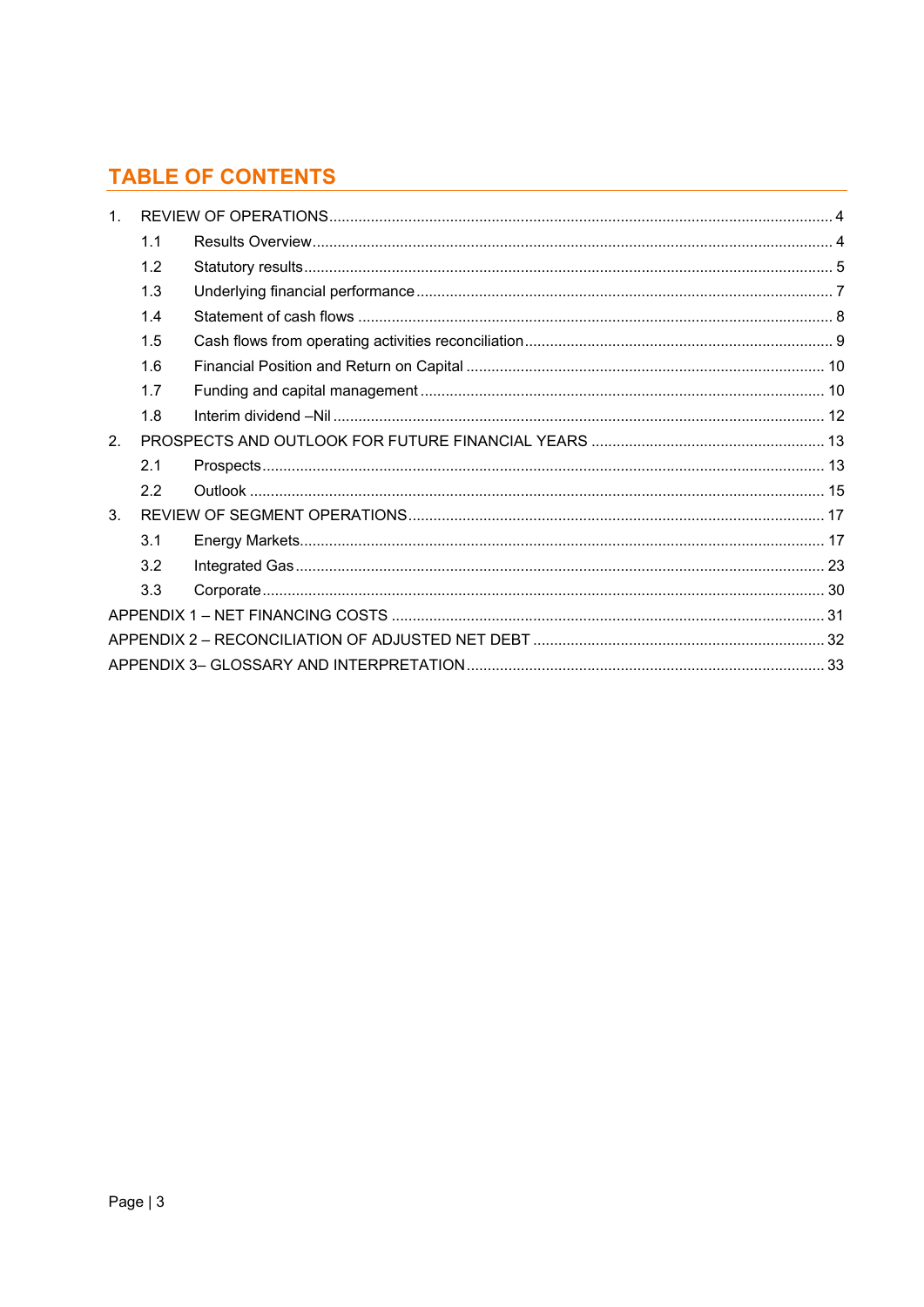## TABLE OF CONTENTS

| | | |
|---|---|---|
| 1. | REVIEW OF OPERATIONS | 4 |
| 1.1 | Results Overview | 4 |
| 1.2 | Statutory results | 5 |
| 1.3 | Underlying financial performance | 7 |
| 1.4 | Statement of cash flows | 8 |
| 1.5 | Cash flows from operating activities reconciliation | 9 |
| 1.6 | Financial Position and Return on Capital | 10 |
| 1.7 | Funding and capital management | 10 |
| 1.8 | Interim dividend –Nil | 12 |
| 2. | PROSPECTS AND OUTLOOK FOR FUTURE FINANCIAL YEARS | 13 |
| 2.1 | Prospects | 13 |
| 2.2 | Outlook | 15 |
| 3. | REVIEW OF SEGMENT OPERATIONS | 17 |
| 3.1 | Energy Markets | 17 |
| 3.2 | Integrated Gas | 23 |
| 3.3 | Corporate | 30 |
| | APPENDIX 1 – NET FINANCING COSTS | 31 |
| | APPENDIX 2 – RECONCILIATION OF ADJUSTED NET DEBT | 32 |
| | APPENDIX 3– GLOSSARY AND INTERPRETATION | 33 |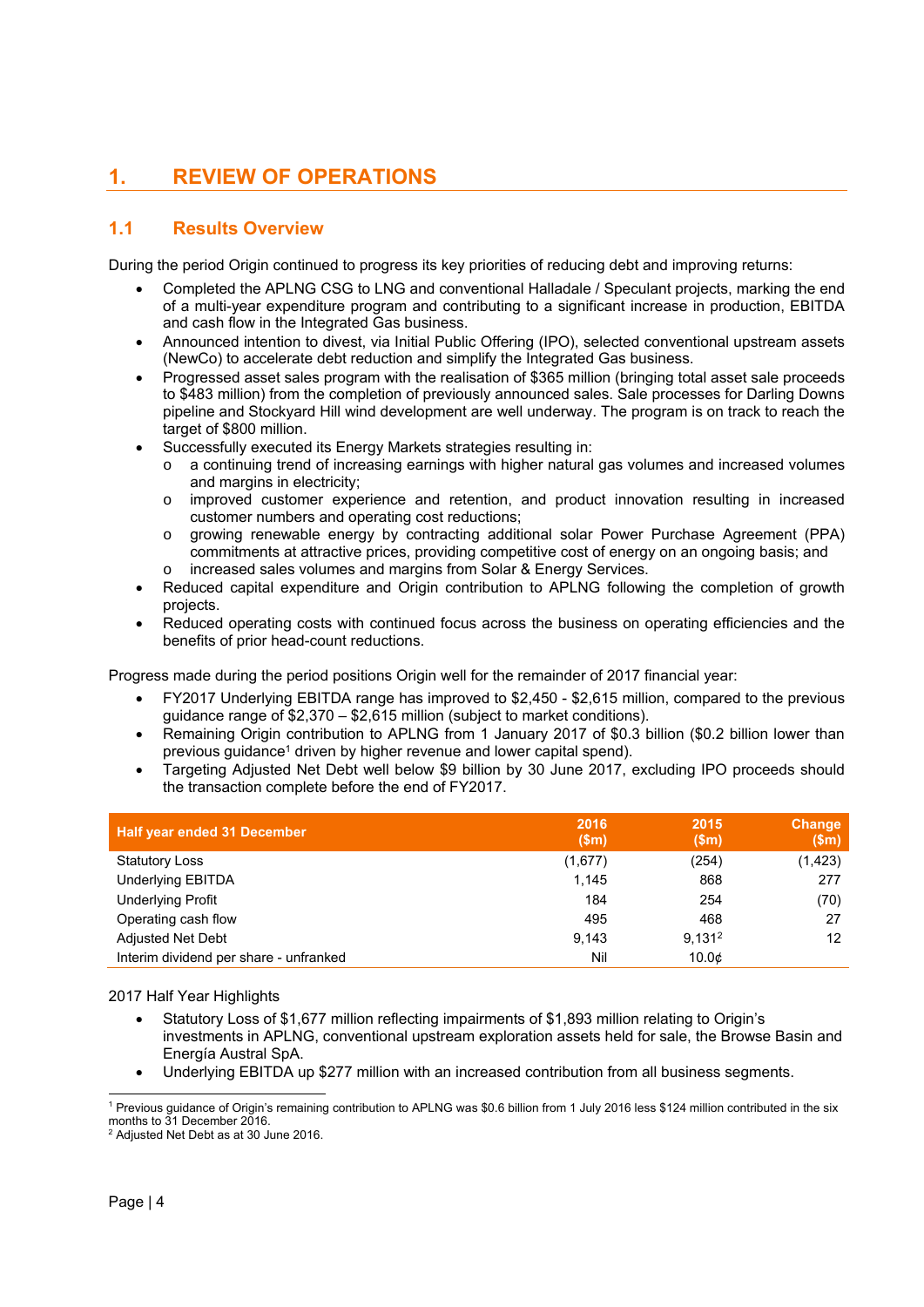# 1. REVIEW OF OPERATIONS

## 1.1 Results Overview

During the period Origin continued to progress its key priorities of reducing debt and improving returns:

- Completed the APLNG CSG to LNG and conventional Halladale / Speculant projects, marking the end of a multi-year expenditure program and contributing to a significant increase in production, EBITDA and cash flow in the Integrated Gas business.
- Announced intention to divest, via Initial Public Offering (IPO), selected conventional upstream assets (NewCo) to accelerate debt reduction and simplify the Integrated Gas business.
- Progressed asset sales program with the realisation of $365 million (bringing total asset sale proceeds to $483 million) from the completion of previously announced sales. Sale processes for Darling Downs pipeline and Stockyard Hill wind development are well underway. The program is on track to reach the target of $800 million.
- Successfully executed its Energy Markets strategies resulting in:
  - a continuing trend of increasing earnings with higher natural gas volumes and increased volumes and margins in electricity;
  - improved customer experience and retention, and product innovation resulting in increased customer numbers and operating cost reductions;
  - growing renewable energy by contracting additional solar Power Purchase Agreement (PPA) commitments at attractive prices, providing competitive cost of energy on an ongoing basis; and
  - increased sales volumes and margins from Solar & Energy Services.
- Reduced capital expenditure and Origin contribution to APLNG following the completion of growth projects.
- Reduced operating costs with continued focus across the business on operating efficiencies and the benefits of prior head-count reductions.

Progress made during the period positions Origin well for the remainder of 2017 financial year:

- FY2017 Underlying EBITDA range has improved to $2,450 - $2,615 million, compared to the previous guidance range of $2,370 – $2,615 million (subject to market conditions).
- Remaining Origin contribution to APLNG from 1 January 2017 of $0.3 billion ($0.2 billion lower than previous guidance[1] driven by higher revenue and lower capital spend).
- Targeting Adjusted Net Debt well below $9 billion by 30 June 2017, excluding IPO proceeds should the transaction complete before the end of FY2017.

| Half year ended 31 December | 2016 ($m) | 2015 ($m) | Change ($m) |
|---|---|---|---|
| Statutory Loss | (1,677) | (254) | (1,423) |
| Underlying EBITDA | 1,145 | 868 | 277 |
| Underlying Profit | 184 | 254 | (70) |
| Operating cash flow | 495 | 468 | 27 |
| Adjusted Net Debt | 9,143 | 9,131[2] | 12 |
| Interim dividend per share - unfranked | Nil | 10.0¢ | |

2017 Half Year Highlights

- Statutory Loss of $1,677 million reflecting impairments of $1,893 million relating to Origin's investments in APLNG, conventional upstream exploration assets held for sale, the Browse Basin and Energía Austral SpA.
- Underlying EBITDA up $277 million with an increased contribution from all business segments.

[1] Previous guidance of Origin's remaining contribution to APLNG was $0.6 billion from 1 July 2016 less $124 million contributed in the six months to 31 December 2016.

[2] Adjusted Net Debt as at 30 June 2016.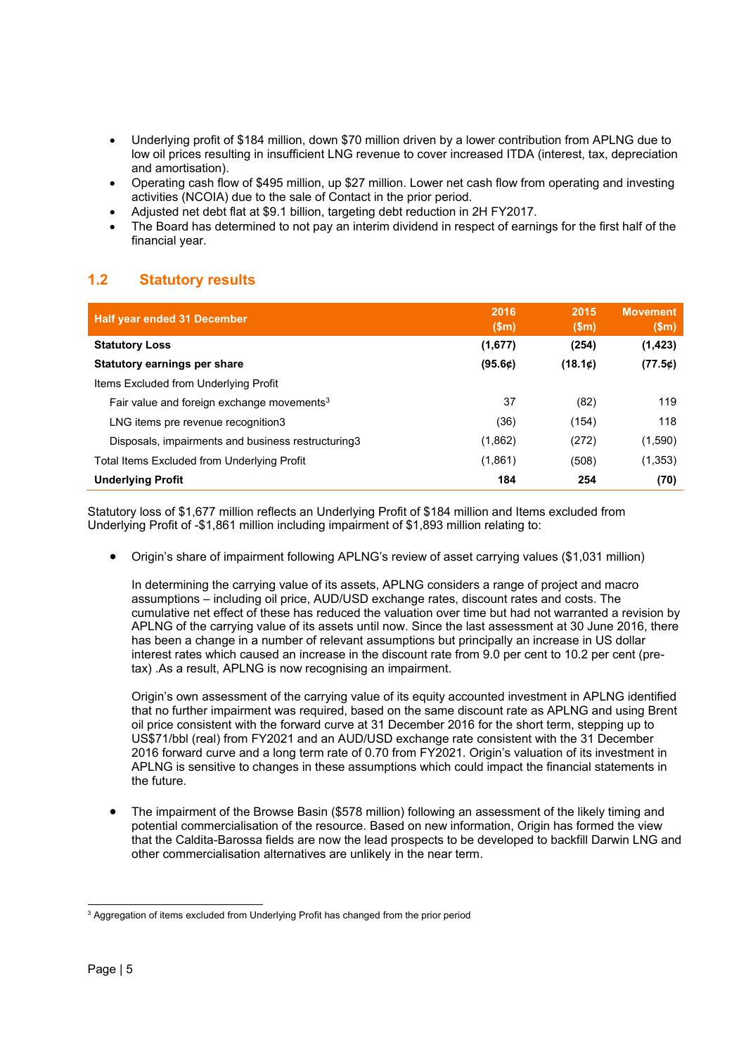- Underlying profit of $184 million, down $70 million driven by a lower contribution from APLNG due to low oil prices resulting in insufficient LNG revenue to cover increased ITDA (interest, tax, depreciation and amortisation).
- Operating cash flow of $495 million, up $27 million. Lower net cash flow from operating and investing activities (NCOIA) due to the sale of Contact in the prior period.
- Adjusted net debt flat at $9.1 billion, targeting debt reduction in 2H FY2017.
- The Board has determined to not pay an interim dividend in respect of earnings for the first half of the financial year.

## 1.2 Statutory results

| Half year ended 31 December | 2016 ($m) | 2015 ($m) | Movement ($m) |
|---|---|---|---|
| **Statutory Loss** | **(1,677)** | **(254)** | **(1,423)** |
| **Statutory earnings per share** | **(95.6¢)** | **(18.1¢)** | **(77.5¢)** |
| Items Excluded from Underlying Profit | | | |
| Fair value and foreign exchange movements[3] | 37 | (82) | 119 |
| LNG items pre revenue recognition3 | (36) | (154) | 118 |
| Disposals, impairments and business restructuring3 | (1,862) | (272) | (1,590) |
| Total Items Excluded from Underlying Profit | (1,861) | (508) | (1,353) |
| **Underlying Profit** | **184** | **254** | **(70)** |

Statutory loss of $1,677 million reflects an Underlying Profit of $184 million and Items excluded from Underlying Profit of -$1,861 million including impairment of $1,893 million relating to:

- Origin's share of impairment following APLNG's review of asset carrying values ($1,031 million)

  In determining the carrying value of its assets, APLNG considers a range of project and macro assumptions – including oil price, AUD/USD exchange rates, discount rates and costs. The cumulative net effect of these has reduced the valuation over time but had not warranted a revision by APLNG of the carrying value of its assets until now. Since the last assessment at 30 June 2016, there has been a change in a number of relevant assumptions but principally an increase in US dollar interest rates which caused an increase in the discount rate from 9.0 per cent to 10.2 per cent (pre-tax) .As a result, APLNG is now recognising an impairment.

  Origin's own assessment of the carrying value of its equity accounted investment in APLNG identified that no further impairment was required, based on the same discount rate as APLNG and using Brent oil price consistent with the forward curve at 31 December 2016 for the short term, stepping up to US$71/bbl (real) from FY2021 and an AUD/USD exchange rate consistent with the 31 December 2016 forward curve and a long term rate of 0.70 from FY2021. Origin's valuation of its investment in APLNG is sensitive to changes in these assumptions which could impact the financial statements in the future.

- The impairment of the Browse Basin ($578 million) following an assessment of the likely timing and potential commercialisation of the resource. Based on new information, Origin has formed the view that the Caldita-Barossa fields are now the lead prospects to be developed to backfill Darwin LNG and other commercialisation alternatives are unlikely in the near term.

[3] Aggregation of items excluded from Underlying Profit has changed from the prior period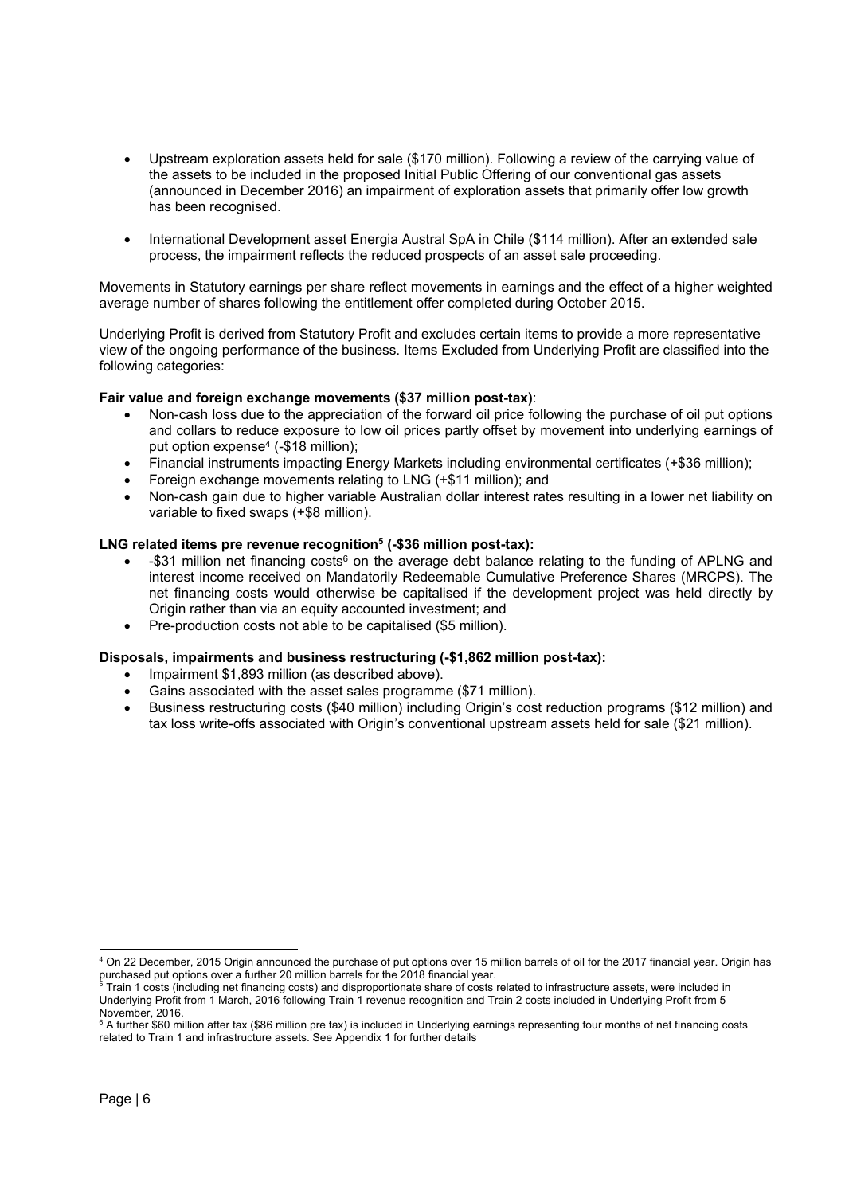- Upstream exploration assets held for sale ($170 million). Following a review of the carrying value of the assets to be included in the proposed Initial Public Offering of our conventional gas assets (announced in December 2016) an impairment of exploration assets that primarily offer low growth has been recognised.

- International Development asset Energia Austral SpA in Chile ($114 million). After an extended sale process, the impairment reflects the reduced prospects of an asset sale proceeding.

Movements in Statutory earnings per share reflect movements in earnings and the effect of a higher weighted average number of shares following the entitlement offer completed during October 2015.

Underlying Profit is derived from Statutory Profit and excludes certain items to provide a more representative view of the ongoing performance of the business. Items Excluded from Underlying Profit are classified into the following categories:

**Fair value and foreign exchange movements ($37 million post-tax)**:

- Non-cash loss due to the appreciation of the forward oil price following the purchase of oil put options and collars to reduce exposure to low oil prices partly offset by movement into underlying earnings of put option expense[4] (-$18 million);
- Financial instruments impacting Energy Markets including environmental certificates (+$36 million);
- Foreign exchange movements relating to LNG (+$11 million); and
- Non-cash gain due to higher variable Australian dollar interest rates resulting in a lower net liability on variable to fixed swaps (+$8 million).

**LNG related items pre revenue recognition[5] (-$36 million post-tax):**

- -$31 million net financing costs[6] on the average debt balance relating to the funding of APLNG and interest income received on Mandatorily Redeemable Cumulative Preference Shares (MRCPS). The net financing costs would otherwise be capitalised if the development project was held directly by Origin rather than via an equity accounted investment; and
- Pre-production costs not able to be capitalised ($5 million).

**Disposals, impairments and business restructuring (-$1,862 million post-tax):**

- Impairment $1,893 million (as described above).
- Gains associated with the asset sales programme ($71 million).
- Business restructuring costs ($40 million) including Origin's cost reduction programs ($12 million) and tax loss write-offs associated with Origin's conventional upstream assets held for sale ($21 million).

---

[4] On 22 December, 2015 Origin announced the purchase of put options over 15 million barrels of oil for the 2017 financial year. Origin has purchased put options over a further 20 million barrels for the 2018 financial year.

[5] Train 1 costs (including net financing costs) and disproportionate share of costs related to infrastructure assets, were included in Underlying Profit from 1 March, 2016 following Train 1 revenue recognition and Train 2 costs included in Underlying Profit from 5 November, 2016.

[6] A further $60 million after tax ($86 million pre tax) is included in Underlying earnings representing four months of net financing costs related to Train 1 and infrastructure assets. See Appendix 1 for further details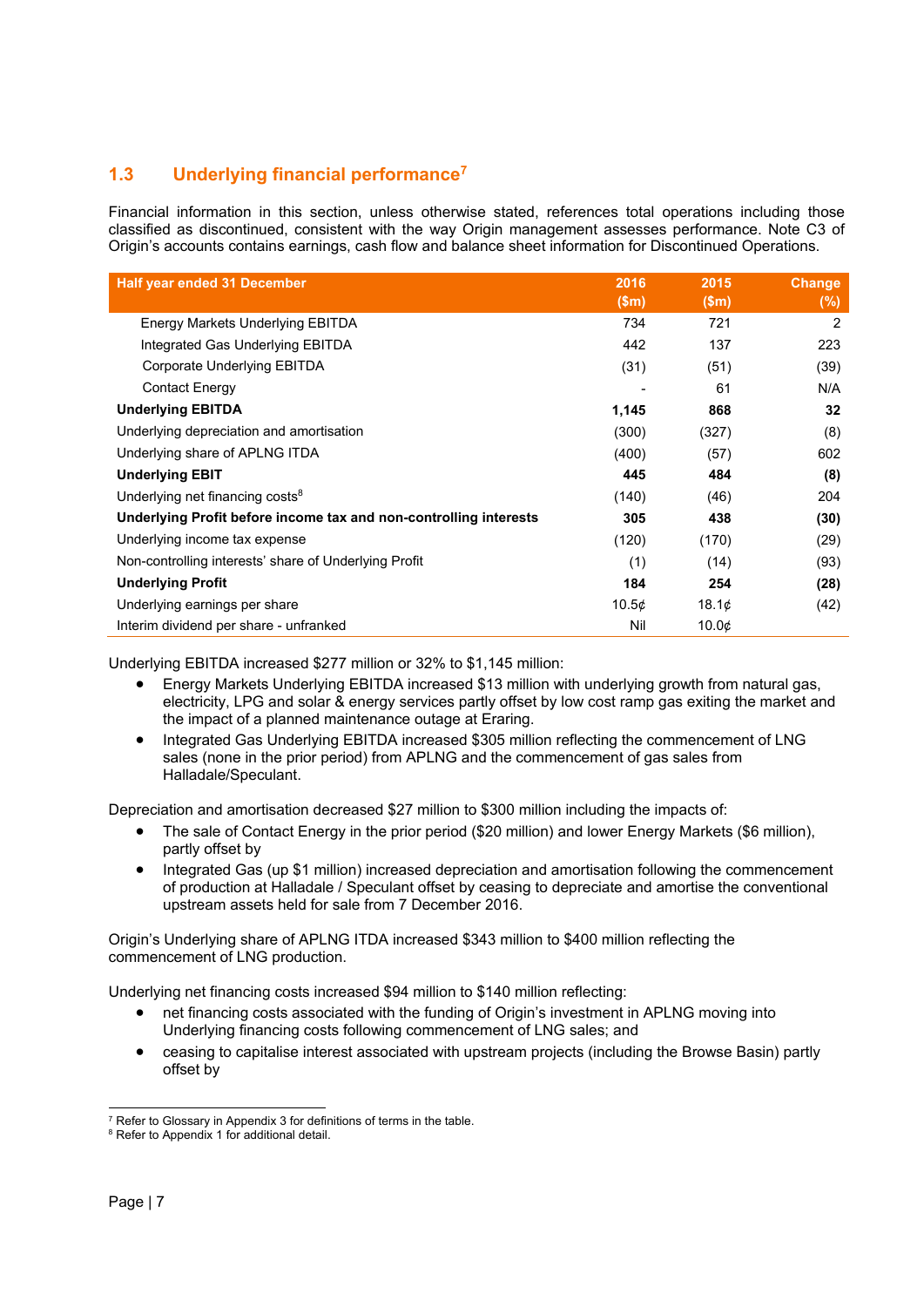## 1.3 Underlying financial performance[7]

Financial information in this section, unless otherwise stated, references total operations including those classified as discontinued, consistent with the way Origin management assesses performance. Note C3 of Origin's accounts contains earnings, cash flow and balance sheet information for Discontinued Operations.

| Half year ended 31 December | 2016 ($m) | 2015 ($m) | Change (%) |
|---|---|---|---|
| Energy Markets Underlying EBITDA | 734 | 721 | 2 |
| Integrated Gas Underlying EBITDA | 442 | 137 | 223 |
| Corporate Underlying EBITDA | (31) | (51) | (39) |
| Contact Energy | - | 61 | N/A |
| **Underlying EBITDA** | **1,145** | **868** | **32** |
| Underlying depreciation and amortisation | (300) | (327) | (8) |
| Underlying share of APLNG ITDA | (400) | (57) | 602 |
| **Underlying EBIT** | **445** | **484** | **(8)** |
| Underlying net financing costs[8] | (140) | (46) | 204 |
| **Underlying Profit before income tax and non-controlling interests** | **305** | **438** | **(30)** |
| Underlying income tax expense | (120) | (170) | (29) |
| Non-controlling interests' share of Underlying Profit | (1) | (14) | (93) |
| **Underlying Profit** | **184** | **254** | **(28)** |
| Underlying earnings per share | 10.5¢ | 18.1¢ | (42) |
| Interim dividend per share - unfranked | Nil | 10.0¢ | |

Underlying EBITDA increased $277 million or 32% to $1,145 million:

- Energy Markets Underlying EBITDA increased $13 million with underlying growth from natural gas, electricity, LPG and solar & energy services partly offset by low cost ramp gas exiting the market and the impact of a planned maintenance outage at Eraring.
- Integrated Gas Underlying EBITDA increased $305 million reflecting the commencement of LNG sales (none in the prior period) from APLNG and the commencement of gas sales from Halladale/Speculant.

Depreciation and amortisation decreased $27 million to $300 million including the impacts of:

- The sale of Contact Energy in the prior period ($20 million) and lower Energy Markets ($6 million), partly offset by
- Integrated Gas (up $1 million) increased depreciation and amortisation following the commencement of production at Halladale / Speculant offset by ceasing to depreciate and amortise the conventional upstream assets held for sale from 7 December 2016.

Origin's Underlying share of APLNG ITDA increased $343 million to $400 million reflecting the commencement of LNG production.

Underlying net financing costs increased $94 million to $140 million reflecting:

- net financing costs associated with the funding of Origin's investment in APLNG moving into Underlying financing costs following commencement of LNG sales; and
- ceasing to capitalise interest associated with upstream projects (including the Browse Basin) partly offset by

[7] Refer to Glossary in Appendix 3 for definitions of terms in the table.
[8] Refer to Appendix 1 for additional detail.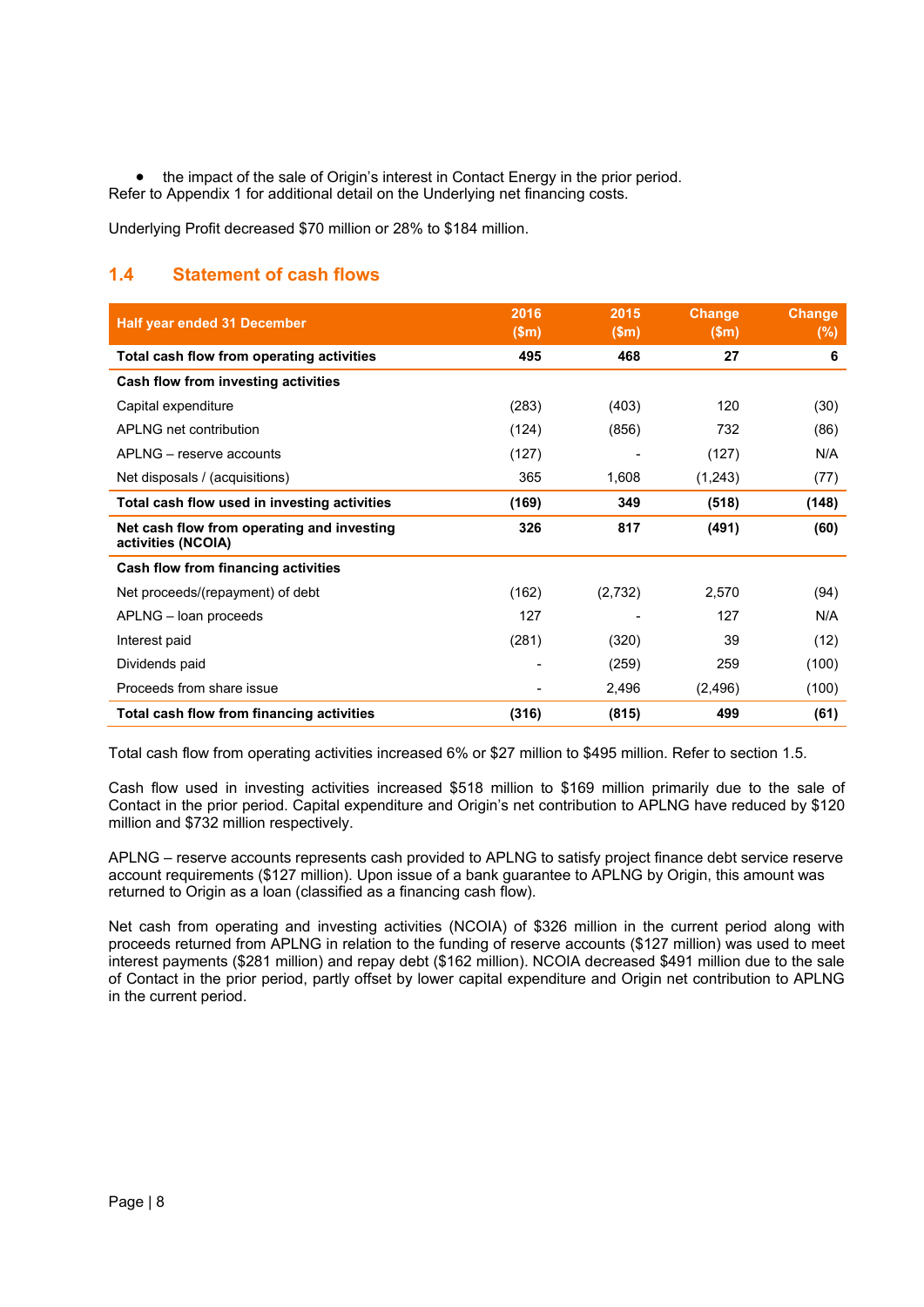- the impact of the sale of Origin's interest in Contact Energy in the prior period.

Refer to Appendix 1 for additional detail on the Underlying net financing costs.

Underlying Profit decreased $70 million or 28% to $184 million.

## 1.4 Statement of cash flows

| Half year ended 31 December | 2016 ($m) | 2015 ($m) | Change ($m) | Change (%) |
|---|---|---|---|---|
| **Total cash flow from operating activities** | **495** | **468** | **27** | **6** |
| **Cash flow from investing activities** | | | | |
| Capital expenditure | (283) | (403) | 120 | (30) |
| APLNG net contribution | (124) | (856) | 732 | (86) |
| APLNG – reserve accounts | (127) | - | (127) | N/A |
| Net disposals / (acquisitions) | 365 | 1,608 | (1,243) | (77) |
| **Total cash flow used in investing activities** | **(169)** | **349** | **(518)** | **(148)** |
| **Net cash flow from operating and investing activities (NCOIA)** | **326** | **817** | **(491)** | **(60)** |
| **Cash flow from financing activities** | | | | |
| Net proceeds/(repayment) of debt | (162) | (2,732) | 2,570 | (94) |
| APLNG – loan proceeds | 127 | - | 127 | N/A |
| Interest paid | (281) | (320) | 39 | (12) |
| Dividends paid | - | (259) | 259 | (100) |
| Proceeds from share issue | - | 2,496 | (2,496) | (100) |
| **Total cash flow from financing activities** | **(316)** | **(815)** | **499** | **(61)** |

Total cash flow from operating activities increased 6% or $27 million to $495 million. Refer to section 1.5.

Cash flow used in investing activities increased $518 million to $169 million primarily due to the sale of Contact in the prior period. Capital expenditure and Origin's net contribution to APLNG have reduced by $120 million and $732 million respectively.

APLNG – reserve accounts represents cash provided to APLNG to satisfy project finance debt service reserve account requirements ($127 million). Upon issue of a bank guarantee to APLNG by Origin, this amount was returned to Origin as a loan (classified as a financing cash flow).

Net cash from operating and investing activities (NCOIA) of $326 million in the current period along with proceeds returned from APLNG in relation to the funding of reserve accounts ($127 million) was used to meet interest payments ($281 million) and repay debt ($162 million). NCOIA decreased $491 million due to the sale of Contact in the prior period, partly offset by lower capital expenditure and Origin net contribution to APLNG in the current period.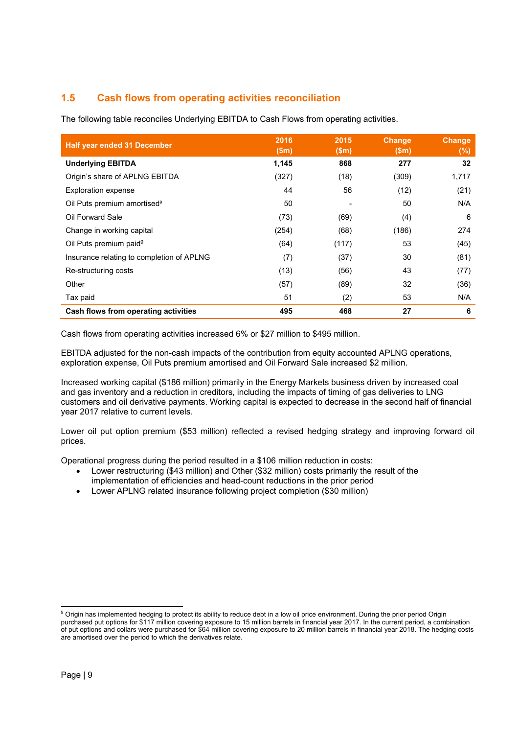## 1.5 Cash flows from operating activities reconciliation

The following table reconciles Underlying EBITDA to Cash Flows from operating activities.

| Half year ended 31 December | 2016 ($m) | 2015 ($m) | Change ($m) | Change (%) |
|---|---|---|---|---|
| **Underlying EBITDA** | **1,145** | **868** | **277** | **32** |
| Origin's share of APLNG EBITDA | (327) | (18) | (309) | 1,717 |
| Exploration expense | 44 | 56 | (12) | (21) |
| Oil Puts premium amortised[9] | 50 | - | 50 | N/A |
| Oil Forward Sale | (73) | (69) | (4) | 6 |
| Change in working capital | (254) | (68) | (186) | 274 |
| Oil Puts premium paid[9] | (64) | (117) | 53 | (45) |
| Insurance relating to completion of APLNG | (7) | (37) | 30 | (81) |
| Re-structuring costs | (13) | (56) | 43 | (77) |
| Other | (57) | (89) | 32 | (36) |
| Tax paid | 51 | (2) | 53 | N/A |
| **Cash flows from operating activities** | **495** | **468** | **27** | **6** |

Cash flows from operating activities increased 6% or $27 million to $495 million.

EBITDA adjusted for the non-cash impacts of the contribution from equity accounted APLNG operations, exploration expense, Oil Puts premium amortised and Oil Forward Sale increased $2 million.

Increased working capital ($186 million) primarily in the Energy Markets business driven by increased coal and gas inventory and a reduction in creditors, including the impacts of timing of gas deliveries to LNG customers and oil derivative payments. Working capital is expected to decrease in the second half of financial year 2017 relative to current levels.

Lower oil put option premium ($53 million) reflected a revised hedging strategy and improving forward oil prices.

Operational progress during the period resulted in a $106 million reduction in costs:

- Lower restructuring ($43 million) and Other ($32 million) costs primarily the result of the implementation of efficiencies and head-count reductions in the prior period
- Lower APLNG related insurance following project completion ($30 million)

[9] Origin has implemented hedging to protect its ability to reduce debt in a low oil price environment. During the prior period Origin purchased put options for $117 million covering exposure to 15 million barrels in financial year 2017. In the current period, a combination of put options and collars were purchased for $64 million covering exposure to 20 million barrels in financial year 2018. The hedging costs are amortised over the period to which the derivatives relate.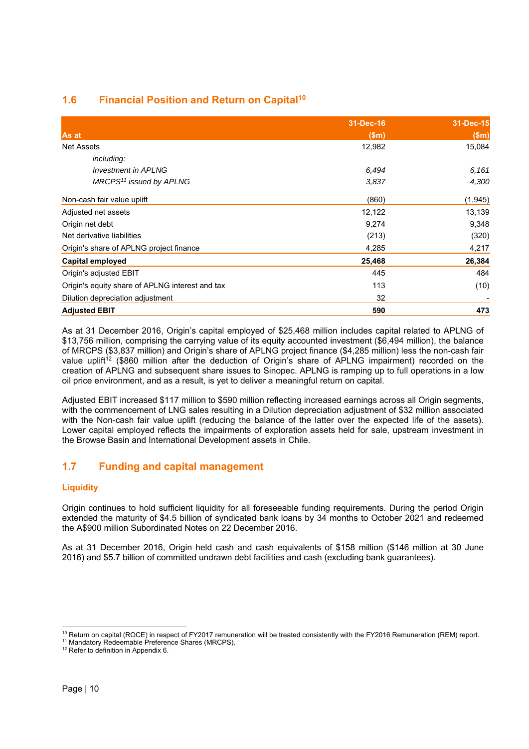## 1.6 Financial Position and Return on Capital[10]

| As at | 31-Dec-16 ($m) | 31-Dec-15 ($m) |
|---|---|---|
| Net Assets | 12,982 | 15,084 |
| *including:* | | |
| *Investment in APLNG* | *6,494* | *6,161* |
| *MRCPS[11] issued by APLNG* | *3,837* | *4,300* |
| Non-cash fair value uplift | (860) | (1,945) |
| Adjusted net assets | 12,122 | 13,139 |
| Origin net debt | 9,274 | 9,348 |
| Net derivative liabilities | (213) | (320) |
| Origin's share of APLNG project finance | 4,285 | 4,217 |
| **Capital employed** | **25,468** | **26,384** |
| Origin's adjusted EBIT | 445 | 484 |
| Origin's equity share of APLNG interest and tax | 113 | (10) |
| Dilution depreciation adjustment | 32 | - |
| **Adjusted EBIT** | **590** | **473** |

As at 31 December 2016, Origin's capital employed of $25,468 million includes capital related to APLNG of $13,756 million, comprising the carrying value of its equity accounted investment ($6,494 million), the balance of MRCPS ($3,837 million) and Origin's share of APLNG project finance ($4,285 million) less the non-cash fair value uplift[12] ($860 million after the deduction of Origin's share of APLNG impairment) recorded on the creation of APLNG and subsequent share issues to Sinopec. APLNG is ramping up to full operations in a low oil price environment, and as a result, is yet to deliver a meaningful return on capital.

Adjusted EBIT increased $117 million to $590 million reflecting increased earnings across all Origin segments, with the commencement of LNG sales resulting in a Dilution depreciation adjustment of $32 million associated with the Non-cash fair value uplift (reducing the balance of the latter over the expected life of the assets). Lower capital employed reflects the impairments of exploration assets held for sale, upstream investment in the Browse Basin and International Development assets in Chile.

## 1.7 Funding and capital management

### Liquidity

Origin continues to hold sufficient liquidity for all foreseeable funding requirements. During the period Origin extended the maturity of $4.5 billion of syndicated bank loans by 34 months to October 2021 and redeemed the A$900 million Subordinated Notes on 22 December 2016.

As at 31 December 2016, Origin held cash and cash equivalents of $158 million ($146 million at 30 June 2016) and $5.7 billion of committed undrawn debt facilities and cash (excluding bank guarantees).

---

[10] Return on capital (ROCE) in respect of FY2017 remuneration will be treated consistently with the FY2016 Remuneration (REM) report.
[11] Mandatory Redeemable Preference Shares (MRCPS).
[12] Refer to definition in Appendix 6.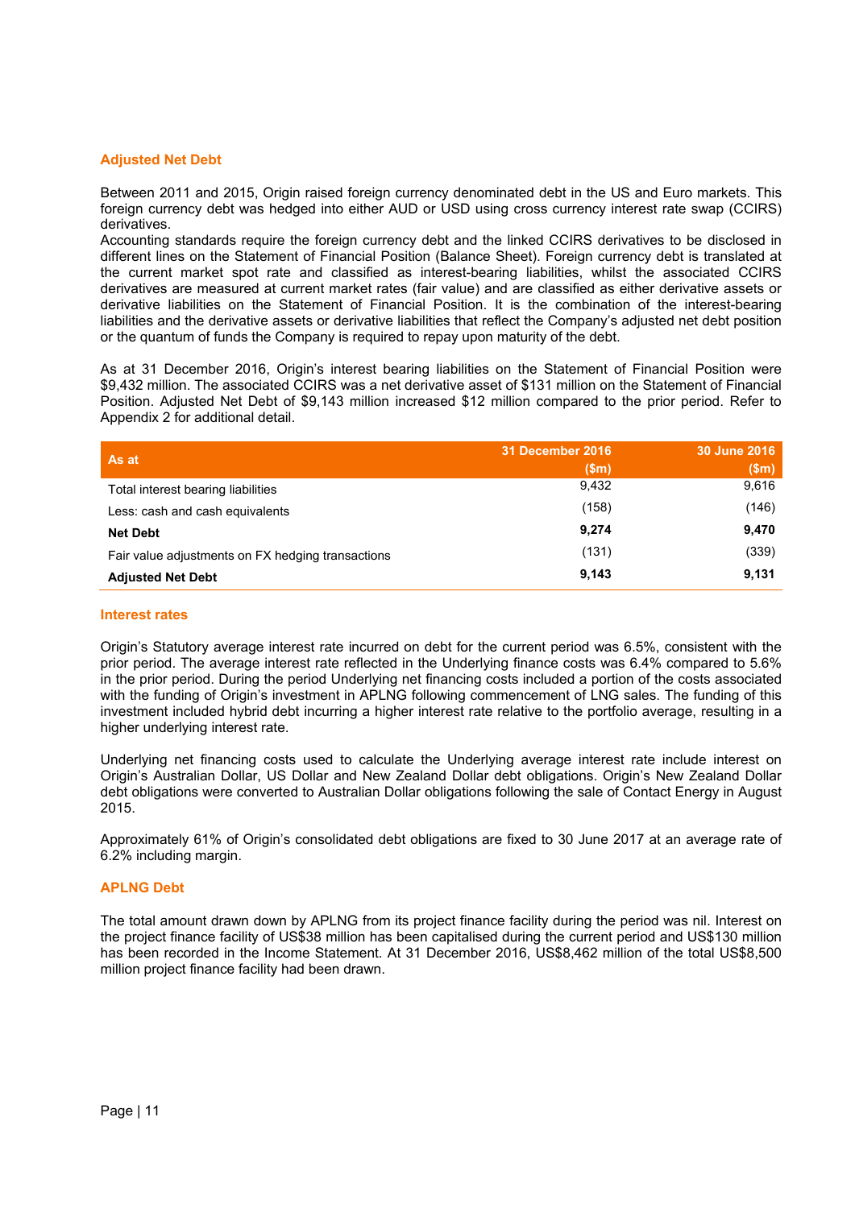## Adjusted Net Debt

Between 2011 and 2015, Origin raised foreign currency denominated debt in the US and Euro markets. This foreign currency debt was hedged into either AUD or USD using cross currency interest rate swap (CCIRS) derivatives.
Accounting standards require the foreign currency debt and the linked CCIRS derivatives to be disclosed in different lines on the Statement of Financial Position (Balance Sheet). Foreign currency debt is translated at the current market spot rate and classified as interest-bearing liabilities, whilst the associated CCIRS derivatives are measured at current market rates (fair value) and are classified as either derivative assets or derivative liabilities on the Statement of Financial Position. It is the combination of the interest-bearing liabilities and the derivative assets or derivative liabilities that reflect the Company's adjusted net debt position or the quantum of funds the Company is required to repay upon maturity of the debt.

As at 31 December 2016, Origin's interest bearing liabilities on the Statement of Financial Position were $9,432 million. The associated CCIRS was a net derivative asset of $131 million on the Statement of Financial Position. Adjusted Net Debt of $9,143 million increased $12 million compared to the prior period. Refer to Appendix 2 for additional detail.

| As at | 31 December 2016 ($m) | 30 June 2016 ($m) |
|---|---|---|
| Total interest bearing liabilities | 9,432 | 9,616 |
| Less: cash and cash equivalents | (158) | (146) |
| **Net Debt** | **9,274** | **9,470** |
| Fair value adjustments on FX hedging transactions | (131) | (339) |
| **Adjusted Net Debt** | **9,143** | **9,131** |

### Interest rates

Origin's Statutory average interest rate incurred on debt for the current period was 6.5%, consistent with the prior period. The average interest rate reflected in the Underlying finance costs was 6.4% compared to 5.6% in the prior period. During the period Underlying net financing costs included a portion of the costs associated with the funding of Origin's investment in APLNG following commencement of LNG sales. The funding of this investment included hybrid debt incurring a higher interest rate relative to the portfolio average, resulting in a higher underlying interest rate.

Underlying net financing costs used to calculate the Underlying average interest rate include interest on Origin's Australian Dollar, US Dollar and New Zealand Dollar debt obligations. Origin's New Zealand Dollar debt obligations were converted to Australian Dollar obligations following the sale of Contact Energy in August 2015.

Approximately 61% of Origin's consolidated debt obligations are fixed to 30 June 2017 at an average rate of 6.2% including margin.

### APLNG Debt

The total amount drawn down by APLNG from its project finance facility during the period was nil. Interest on the project finance facility of US$38 million has been capitalised during the current period and US$130 million has been recorded in the Income Statement. At 31 December 2016, US$8,462 million of the total US$8,500 million project finance facility had been drawn.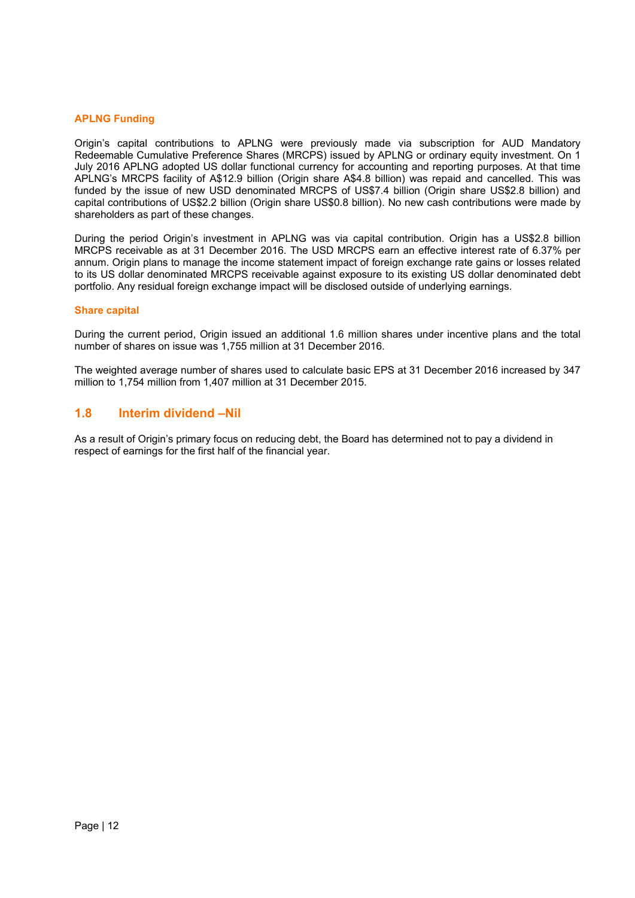### APLNG Funding

Origin's capital contributions to APLNG were previously made via subscription for AUD Mandatory Redeemable Cumulative Preference Shares (MRCPS) issued by APLNG or ordinary equity investment. On 1 July 2016 APLNG adopted US dollar functional currency for accounting and reporting purposes. At that time APLNG's MRCPS facility of A$12.9 billion (Origin share A$4.8 billion) was repaid and cancelled. This was funded by the issue of new USD denominated MRCPS of US$7.4 billion (Origin share US$2.8 billion) and capital contributions of US$2.2 billion (Origin share US$0.8 billion). No new cash contributions were made by shareholders as part of these changes.

During the period Origin's investment in APLNG was via capital contribution. Origin has a US$2.8 billion MRCPS receivable as at 31 December 2016. The USD MRCPS earn an effective interest rate of 6.37% per annum. Origin plans to manage the income statement impact of foreign exchange rate gains or losses related to its US dollar denominated MRCPS receivable against exposure to its existing US dollar denominated debt portfolio. Any residual foreign exchange impact will be disclosed outside of underlying earnings.

### Share capital

During the current period, Origin issued an additional 1.6 million shares under incentive plans and the total number of shares on issue was 1,755 million at 31 December 2016.

The weighted average number of shares used to calculate basic EPS at 31 December 2016 increased by 347 million to 1,754 million from 1,407 million at 31 December 2015.

## 1.8 Interim dividend –Nil

As a result of Origin's primary focus on reducing debt, the Board has determined not to pay a dividend in respect of earnings for the first half of the financial year.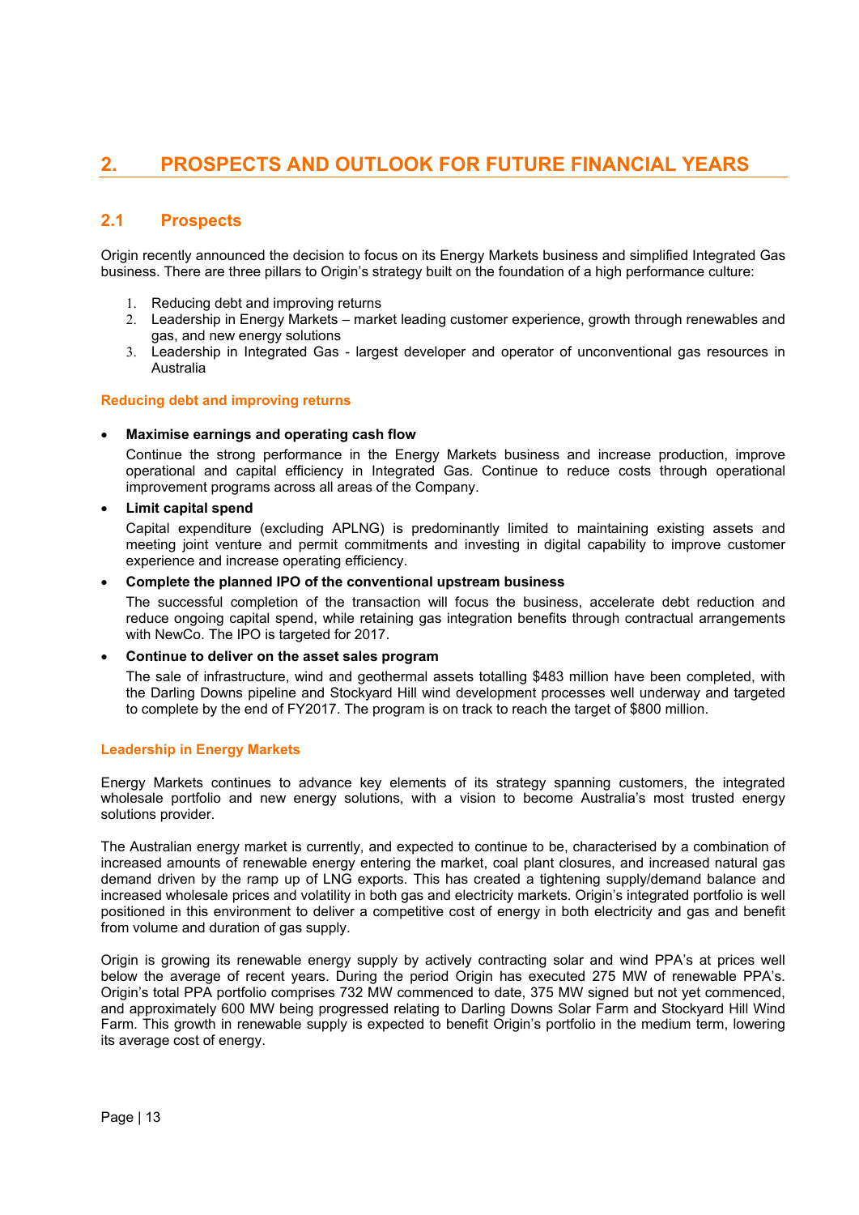## 2. PROSPECTS AND OUTLOOK FOR FUTURE FINANCIAL YEARS

### 2.1 Prospects

Origin recently announced the decision to focus on its Energy Markets business and simplified Integrated Gas business. There are three pillars to Origin's strategy built on the foundation of a high performance culture:

1. Reducing debt and improving returns
2. Leadership in Energy Markets – market leading customer experience, growth through renewables and gas, and new energy solutions
3. Leadership in Integrated Gas - largest developer and operator of unconventional gas resources in Australia

#### Reducing debt and improving returns

- **Maximise earnings and operating cash flow**

  Continue the strong performance in the Energy Markets business and increase production, improve operational and capital efficiency in Integrated Gas. Continue to reduce costs through operational improvement programs across all areas of the Company.

- **Limit capital spend**

  Capital expenditure (excluding APLNG) is predominantly limited to maintaining existing assets and meeting joint venture and permit commitments and investing in digital capability to improve customer experience and increase operating efficiency.

- **Complete the planned IPO of the conventional upstream business**

  The successful completion of the transaction will focus the business, accelerate debt reduction and reduce ongoing capital spend, while retaining gas integration benefits through contractual arrangements with NewCo. The IPO is targeted for 2017.

- **Continue to deliver on the asset sales program**

  The sale of infrastructure, wind and geothermal assets totalling $483 million have been completed, with the Darling Downs pipeline and Stockyard Hill wind development processes well underway and targeted to complete by the end of FY2017. The program is on track to reach the target of $800 million.

#### Leadership in Energy Markets

Energy Markets continues to advance key elements of its strategy spanning customers, the integrated wholesale portfolio and new energy solutions, with a vision to become Australia's most trusted energy solutions provider.

The Australian energy market is currently, and expected to continue to be, characterised by a combination of increased amounts of renewable energy entering the market, coal plant closures, and increased natural gas demand driven by the ramp up of LNG exports. This has created a tightening supply/demand balance and increased wholesale prices and volatility in both gas and electricity markets. Origin's integrated portfolio is well positioned in this environment to deliver a competitive cost of energy in both electricity and gas and benefit from volume and duration of gas supply.

Origin is growing its renewable energy supply by actively contracting solar and wind PPA's at prices well below the average of recent years. During the period Origin has executed 275 MW of renewable PPA's. Origin's total PPA portfolio comprises 732 MW commenced to date, 375 MW signed but not yet commenced, and approximately 600 MW being progressed relating to Darling Downs Solar Farm and Stockyard Hill Wind Farm. This growth in renewable supply is expected to benefit Origin's portfolio in the medium term, lowering its average cost of energy.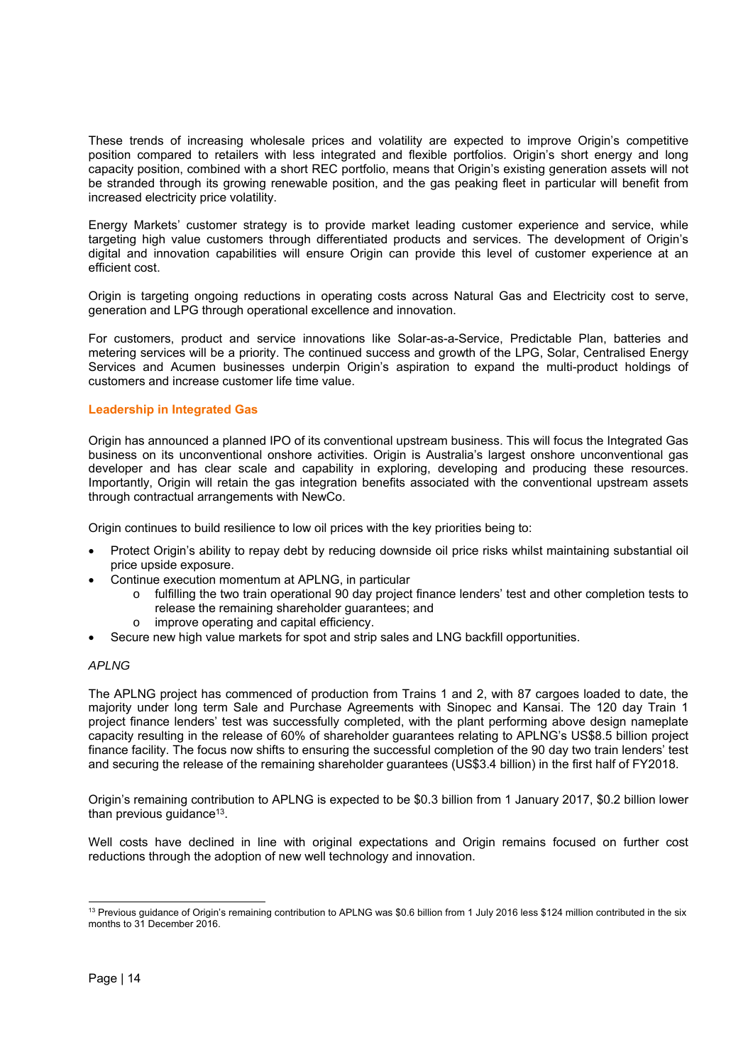These trends of increasing wholesale prices and volatility are expected to improve Origin's competitive position compared to retailers with less integrated and flexible portfolios. Origin's short energy and long capacity position, combined with a short REC portfolio, means that Origin's existing generation assets will not be stranded through its growing renewable position, and the gas peaking fleet in particular will benefit from increased electricity price volatility.

Energy Markets' customer strategy is to provide market leading customer experience and service, while targeting high value customers through differentiated products and services. The development of Origin's digital and innovation capabilities will ensure Origin can provide this level of customer experience at an efficient cost.

Origin is targeting ongoing reductions in operating costs across Natural Gas and Electricity cost to serve, generation and LPG through operational excellence and innovation.

For customers, product and service innovations like Solar-as-a-Service, Predictable Plan, batteries and metering services will be a priority. The continued success and growth of the LPG, Solar, Centralised Energy Services and Acumen businesses underpin Origin's aspiration to expand the multi-product holdings of customers and increase customer life time value.

**Leadership in Integrated Gas**

Origin has announced a planned IPO of its conventional upstream business. This will focus the Integrated Gas business on its unconventional onshore activities. Origin is Australia's largest onshore unconventional gas developer and has clear scale and capability in exploring, developing and producing these resources. Importantly, Origin will retain the gas integration benefits associated with the conventional upstream assets through contractual arrangements with NewCo.

Origin continues to build resilience to low oil prices with the key priorities being to:

- Protect Origin's ability to repay debt by reducing downside oil price risks whilst maintaining substantial oil price upside exposure.
- Continue execution momentum at APLNG, in particular
  - fulfilling the two train operational 90 day project finance lenders' test and other completion tests to release the remaining shareholder guarantees; and
  - improve operating and capital efficiency.
- Secure new high value markets for spot and strip sales and LNG backfill opportunities.

*APLNG*

The APLNG project has commenced of production from Trains 1 and 2, with 87 cargoes loaded to date, the majority under long term Sale and Purchase Agreements with Sinopec and Kansai. The 120 day Train 1 project finance lenders' test was successfully completed, with the plant performing above design nameplate capacity resulting in the release of 60% of shareholder guarantees relating to APLNG's US$8.5 billion project finance facility. The focus now shifts to ensuring the successful completion of the 90 day two train lenders' test and securing the release of the remaining shareholder guarantees (US$3.4 billion) in the first half of FY2018.

Origin's remaining contribution to APLNG is expected to be $0.3 billion from 1 January 2017, $0.2 billion lower than previous guidance[13].

Well costs have declined in line with original expectations and Origin remains focused on further cost reductions through the adoption of new well technology and innovation.

---

[13] Previous guidance of Origin's remaining contribution to APLNG was $0.6 billion from 1 July 2016 less $124 million contributed in the six months to 31 December 2016.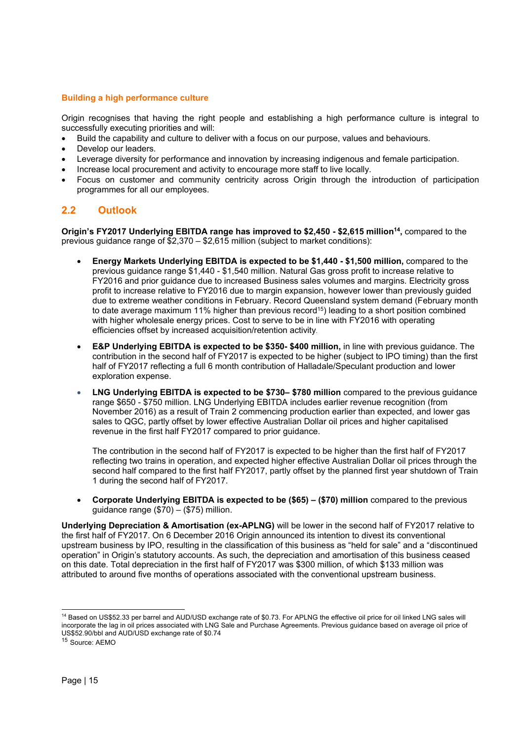### Building a high performance culture

Origin recognises that having the right people and establishing a high performance culture is integral to successfully executing priorities and will:

- Build the capability and culture to deliver with a focus on our purpose, values and behaviours.
- Develop our leaders.
- Leverage diversity for performance and innovation by increasing indigenous and female participation.
- Increase local procurement and activity to encourage more staff to live locally.
- Focus on customer and community centricity across Origin through the introduction of participation programmes for all our employees.

## 2.2 Outlook

**Origin's FY2017 Underlying EBITDA range has improved to $2,450 - $2,615 million[14],** compared to the previous guidance range of $2,370 – $2,615 million (subject to market conditions):

- **Energy Markets Underlying EBITDA is expected to be $1,440 - $1,500 million,** compared to the previous guidance range $1,440 - $1,540 million. Natural Gas gross profit to increase relative to FY2016 and prior guidance due to increased Business sales volumes and margins. Electricity gross profit to increase relative to FY2016 due to margin expansion, however lower than previously guided due to extreme weather conditions in February. Record Queensland system demand (February month to date average maximum 11% higher than previous record[15]) leading to a short position combined with higher wholesale energy prices. Cost to serve to be in line with FY2016 with operating efficiencies offset by increased acquisition/retention activity.

- **E&P Underlying EBITDA is expected to be $350- $400 million,** in line with previous guidance. The contribution in the second half of FY2017 is expected to be higher (subject to IPO timing) than the first half of FY2017 reflecting a full 6 month contribution of Halladale/Speculant production and lower exploration expense.

- **LNG Underlying EBITDA is expected to be $730– $780 million** compared to the previous guidance range $650 - $750 million. LNG Underlying EBITDA includes earlier revenue recognition (from November 2016) as a result of Train 2 commencing production earlier than expected, and lower gas sales to QGC, partly offset by lower effective Australian Dollar oil prices and higher capitalised revenue in the first half FY2017 compared to prior guidance.

  The contribution in the second half of FY2017 is expected to be higher than the first half of FY2017 reflecting two trains in operation, and expected higher effective Australian Dollar oil prices through the second half compared to the first half FY2017, partly offset by the planned first year shutdown of Train 1 during the second half of FY2017.

- **Corporate Underlying EBITDA is expected to be ($65) – ($70) million** compared to the previous guidance range ($70) – ($75) million.

**Underlying Depreciation & Amortisation (ex-APLNG)** will be lower in the second half of FY2017 relative to the first half of FY2017. On 6 December 2016 Origin announced its intention to divest its conventional upstream business by IPO, resulting in the classification of this business as "held for sale" and a "discontinued operation" in Origin's statutory accounts. As such, the depreciation and amortisation of this business ceased on this date. Total depreciation in the first half of FY2017 was $300 million, of which $133 million was attributed to around five months of operations associated with the conventional upstream business.

---

[14] Based on US$52.33 per barrel and AUD/USD exchange rate of $0.73. For APLNG the effective oil price for oil linked LNG sales will incorporate the lag in oil prices associated with LNG Sale and Purchase Agreements. Previous guidance based on average oil price of US$52.90/bbl and AUD/USD exchange rate of $0.74

[15] Source: AEMO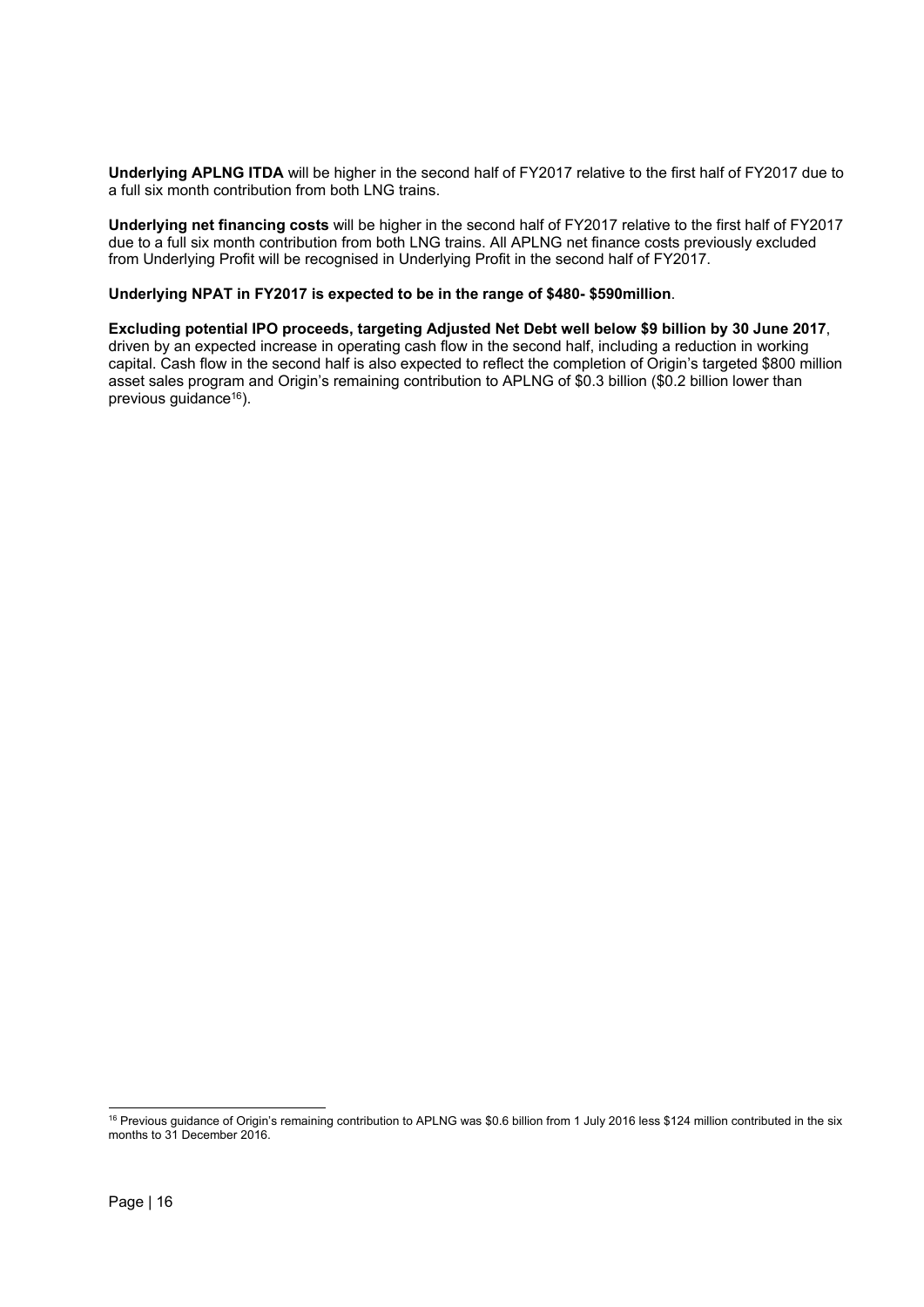**Underlying APLNG ITDA** will be higher in the second half of FY2017 relative to the first half of FY2017 due to a full six month contribution from both LNG trains.

**Underlying net financing costs** will be higher in the second half of FY2017 relative to the first half of FY2017 due to a full six month contribution from both LNG trains. All APLNG net finance costs previously excluded from Underlying Profit will be recognised in Underlying Profit in the second half of FY2017.

**Underlying NPAT in FY2017 is expected to be in the range of $480- $590million**.

**Excluding potential IPO proceeds, targeting Adjusted Net Debt well below $9 billion by 30 June 2017**, driven by an expected increase in operating cash flow in the second half, including a reduction in working capital. Cash flow in the second half is also expected to reflect the completion of Origin's targeted $800 million asset sales program and Origin's remaining contribution to APLNG of $0.3 billion ($0.2 billion lower than previous guidance[16]).

---

[16] Previous guidance of Origin's remaining contribution to APLNG was $0.6 billion from 1 July 2016 less $124 million contributed in the six months to 31 December 2016.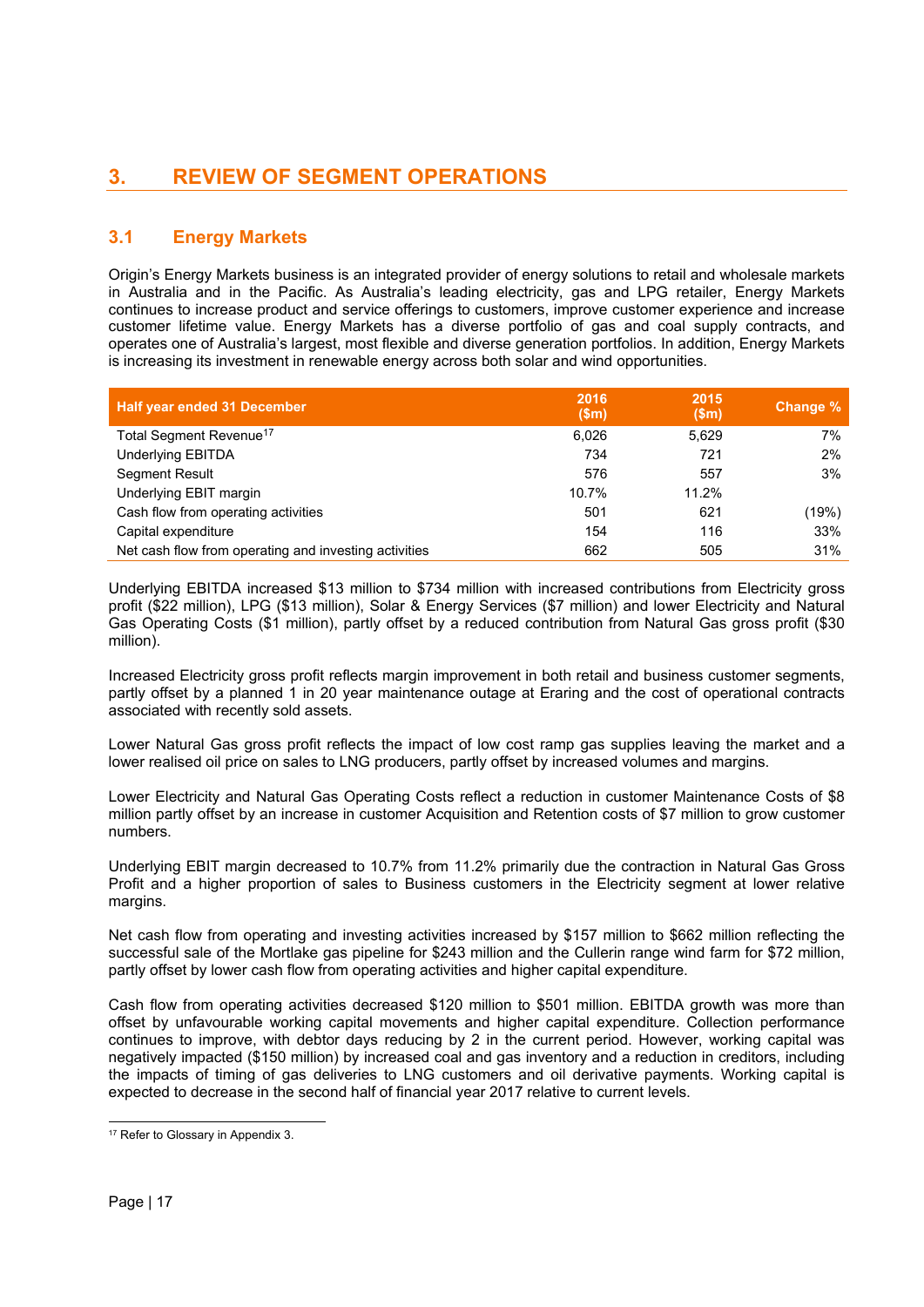## 3. REVIEW OF SEGMENT OPERATIONS

### 3.1 Energy Markets

Origin's Energy Markets business is an integrated provider of energy solutions to retail and wholesale markets in Australia and in the Pacific. As Australia's leading electricity, gas and LPG retailer, Energy Markets continues to increase product and service offerings to customers, improve customer experience and increase customer lifetime value. Energy Markets has a diverse portfolio of gas and coal supply contracts, and operates one of Australia's largest, most flexible and diverse generation portfolios. In addition, Energy Markets is increasing its investment in renewable energy across both solar and wind opportunities.

| Half year ended 31 December | 2016 ($m) | 2015 ($m) | Change % |
|---|---|---|---|
| Total Segment Revenue[17] | 6,026 | 5,629 | 7% |
| Underlying EBITDA | 734 | 721 | 2% |
| Segment Result | 576 | 557 | 3% |
| Underlying EBIT margin | 10.7% | 11.2% | |
| Cash flow from operating activities | 501 | 621 | (19%) |
| Capital expenditure | 154 | 116 | 33% |
| Net cash flow from operating and investing activities | 662 | 505 | 31% |

Underlying EBITDA increased $13 million to $734 million with increased contributions from Electricity gross profit ($22 million), LPG ($13 million), Solar & Energy Services ($7 million) and lower Electricity and Natural Gas Operating Costs ($1 million), partly offset by a reduced contribution from Natural Gas gross profit ($30 million).

Increased Electricity gross profit reflects margin improvement in both retail and business customer segments, partly offset by a planned 1 in 20 year maintenance outage at Eraring and the cost of operational contracts associated with recently sold assets.

Lower Natural Gas gross profit reflects the impact of low cost ramp gas supplies leaving the market and a lower realised oil price on sales to LNG producers, partly offset by increased volumes and margins.

Lower Electricity and Natural Gas Operating Costs reflect a reduction in customer Maintenance Costs of $8 million partly offset by an increase in customer Acquisition and Retention costs of $7 million to grow customer numbers.

Underlying EBIT margin decreased to 10.7% from 11.2% primarily due the contraction in Natural Gas Gross Profit and a higher proportion of sales to Business customers in the Electricity segment at lower relative margins.

Net cash flow from operating and investing activities increased by $157 million to $662 million reflecting the successful sale of the Mortlake gas pipeline for $243 million and the Cullerin range wind farm for $72 million, partly offset by lower cash flow from operating activities and higher capital expenditure.

Cash flow from operating activities decreased $120 million to $501 million. EBITDA growth was more than offset by unfavourable working capital movements and higher capital expenditure. Collection performance continues to improve, with debtor days reducing by 2 in the current period. However, working capital was negatively impacted ($150 million) by increased coal and gas inventory and a reduction in creditors, including the impacts of timing of gas deliveries to LNG customers and oil derivative payments. Working capital is expected to decrease in the second half of financial year 2017 relative to current levels.

[17] Refer to Glossary in Appendix 3.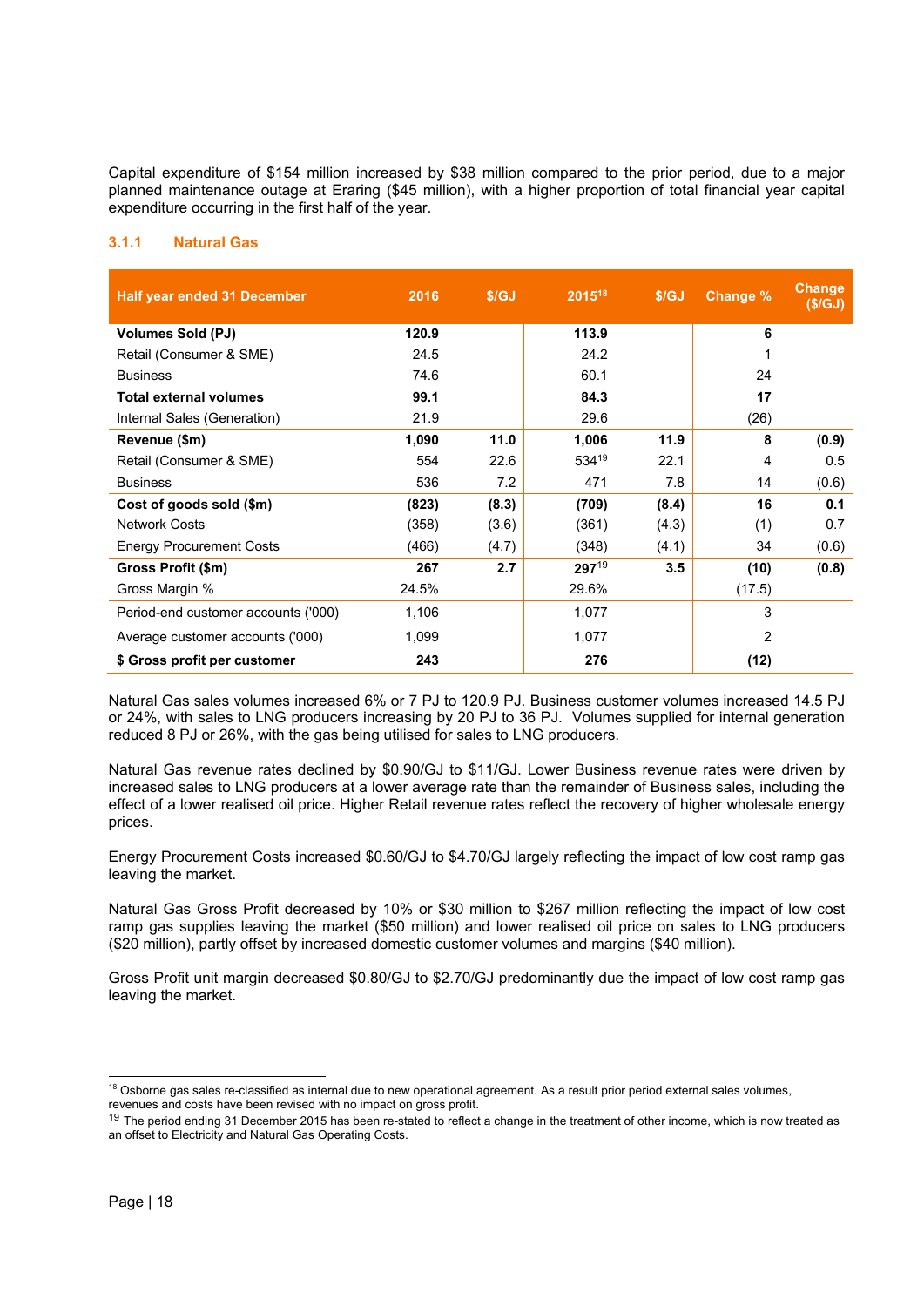Capital expenditure of $154 million increased by $38 million compared to the prior period, due to a major planned maintenance outage at Eraring ($45 million), with a higher proportion of total financial year capital expenditure occurring in the first half of the year.

### 3.1.1 Natural Gas

| Half year ended 31 December | 2016 | $/GJ | 2015[18] | $/GJ | Change % | Change ($/GJ) |
|---|---|---|---|---|---|---|
| **Volumes Sold (PJ)** | **120.9** | | **113.9** | | **6** | |
| Retail (Consumer & SME) | 24.5 | | 24.2 | | 1 | |
| Business | 74.6 | | 60.1 | | 24 | |
| **Total external volumes** | **99.1** | | **84.3** | | **17** | |
| Internal Sales (Generation) | 21.9 | | 29.6 | | (26) | |
| **Revenue ($m)** | **1,090** | **11.0** | **1,006** | **11.9** | **8** | **(0.9)** |
| Retail (Consumer & SME) | 554 | 22.6 | 534[19] | 22.1 | 4 | 0.5 |
| Business | 536 | 7.2 | 471 | 7.8 | 14 | (0.6) |
| **Cost of goods sold ($m)** | **(823)** | **(8.3)** | **(709)** | **(8.4)** | **16** | **0.1** |
| Network Costs | (358) | (3.6) | (361) | (4.3) | (1) | 0.7 |
| Energy Procurement Costs | (466) | (4.7) | (348) | (4.1) | 34 | (0.6) |
| **Gross Profit ($m)** | **267** | **2.7** | **297[19]** | **3.5** | **(10)** | **(0.8)** |
| Gross Margin % | 24.5% | | 29.6% | | (17.5) | |
| Period-end customer accounts ('000) | 1,106 | | 1,077 | | 3 | |
| Average customer accounts ('000) | 1,099 | | 1,077 | | 2 | |
| **$ Gross profit per customer** | **243** | | **276** | | **(12)** | |

Natural Gas sales volumes increased 6% or 7 PJ to 120.9 PJ. Business customer volumes increased 14.5 PJ or 24%, with sales to LNG producers increasing by 20 PJ to 36 PJ. Volumes supplied for internal generation reduced 8 PJ or 26%, with the gas being utilised for sales to LNG producers.

Natural Gas revenue rates declined by $0.90/GJ to $11/GJ. Lower Business revenue rates were driven by increased sales to LNG producers at a lower average rate than the remainder of Business sales, including the effect of a lower realised oil price. Higher Retail revenue rates reflect the recovery of higher wholesale energy prices.

Energy Procurement Costs increased $0.60/GJ to $4.70/GJ largely reflecting the impact of low cost ramp gas leaving the market.

Natural Gas Gross Profit decreased by 10% or $30 million to $267 million reflecting the impact of low cost ramp gas supplies leaving the market ($50 million) and lower realised oil price on sales to LNG producers ($20 million), partly offset by increased domestic customer volumes and margins ($40 million).

Gross Profit unit margin decreased $0.80/GJ to $2.70/GJ predominantly due the impact of low cost ramp gas leaving the market.

[18] Osborne gas sales re-classified as internal due to new operational agreement. As a result prior period external sales volumes, revenues and costs have been revised with no impact on gross profit.

[19] The period ending 31 December 2015 has been re-stated to reflect a change in the treatment of other income, which is now treated as an offset to Electricity and Natural Gas Operating Costs.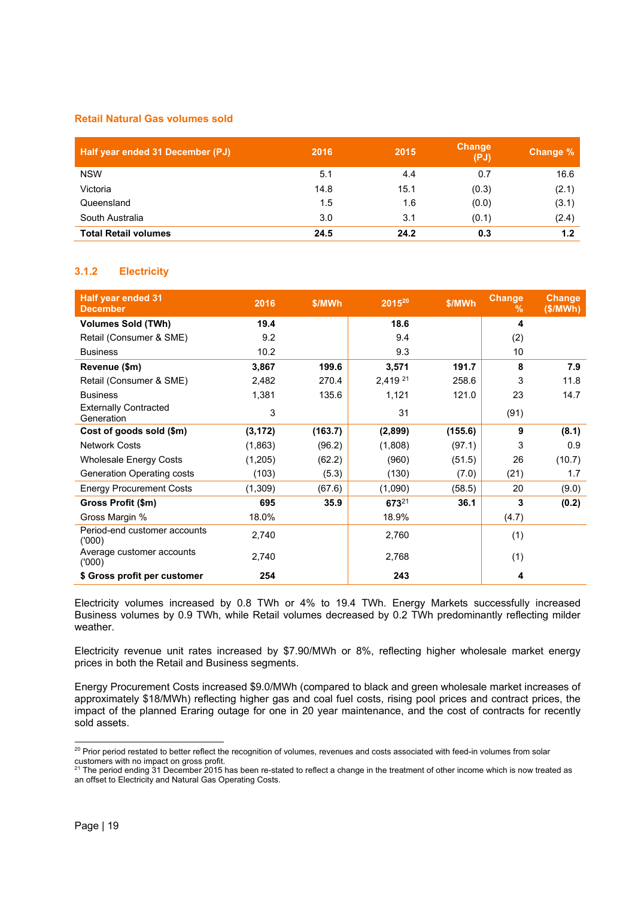### Retail Natural Gas volumes sold

| Half year ended 31 December (PJ) | 2016 | 2015 | Change (PJ) | Change % |
|---|---|---|---|---|
| NSW | 5.1 | 4.4 | 0.7 | 16.6 |
| Victoria | 14.8 | 15.1 | (0.3) | (2.1) |
| Queensland | 1.5 | 1.6 | (0.0) | (3.1) |
| South Australia | 3.0 | 3.1 | (0.1) | (2.4) |
| **Total Retail volumes** | **24.5** | **24.2** | **0.3** | **1.2** |

## 3.1.2 Electricity

| Half year ended 31 December | 2016 | $/MWh | 2015[20] | $/MWh | Change % | Change ($/MWh) |
|---|---|---|---|---|---|---|
| **Volumes Sold (TWh)** | **19.4** | | **18.6** | | **4** | |
| Retail (Consumer & SME) | 9.2 | | 9.4 | | (2) | |
| Business | 10.2 | | 9.3 | | 10 | |
| **Revenue ($m)** | **3,867** | **199.6** | **3,571** | **191.7** | **8** | **7.9** |
| Retail (Consumer & SME) | 2,482 | 270.4 | 2,419 [21] | 258.6 | 3 | 11.8 |
| Business | 1,381 | 135.6 | 1,121 | 121.0 | 23 | 14.7 |
| Externally Contracted Generation | 3 | | 31 | | (91) | |
| **Cost of goods sold ($m)** | **(3,172)** | **(163.7)** | **(2,899)** | **(155.6)** | **9** | **(8.1)** |
| Network Costs | (1,863) | (96.2) | (1,808) | (97.1) | 3 | 0.9 |
| Wholesale Energy Costs | (1,205) | (62.2) | (960) | (51.5) | 26 | (10.7) |
| Generation Operating costs | (103) | (5.3) | (130) | (7.0) | (21) | 1.7 |
| Energy Procurement Costs | (1,309) | (67.6) | (1,090) | (58.5) | 20 | (9.0) |
| **Gross Profit ($m)** | **695** | **35.9** | **673**[21] | **36.1** | **3** | **(0.2)** |
| Gross Margin % | 18.0% | | 18.9% | | (4.7) | |
| Period-end customer accounts ('000) | 2,740 | | 2,760 | | (1) | |
| Average customer accounts ('000) | 2,740 | | 2,768 | | (1) | |
| **$ Gross profit per customer** | **254** | | **243** | | **4** | |

Electricity volumes increased by 0.8 TWh or 4% to 19.4 TWh. Energy Markets successfully increased Business volumes by 0.9 TWh, while Retail volumes decreased by 0.2 TWh predominantly reflecting milder weather.

Electricity revenue unit rates increased by $7.90/MWh or 8%, reflecting higher wholesale market energy prices in both the Retail and Business segments.

Energy Procurement Costs increased $9.0/MWh (compared to black and green wholesale market increases of approximately $18/MWh) reflecting higher gas and coal fuel costs, rising pool prices and contract prices, the impact of the planned Eraring outage for one in 20 year maintenance, and the cost of contracts for recently sold assets.

[20] Prior period restated to better reflect the recognition of volumes, revenues and costs associated with feed-in volumes from solar customers with no impact on gross profit.
[21] The period ending 31 December 2015 has been re-stated to reflect a change in the treatment of other income which is now treated as an offset to Electricity and Natural Gas Operating Costs.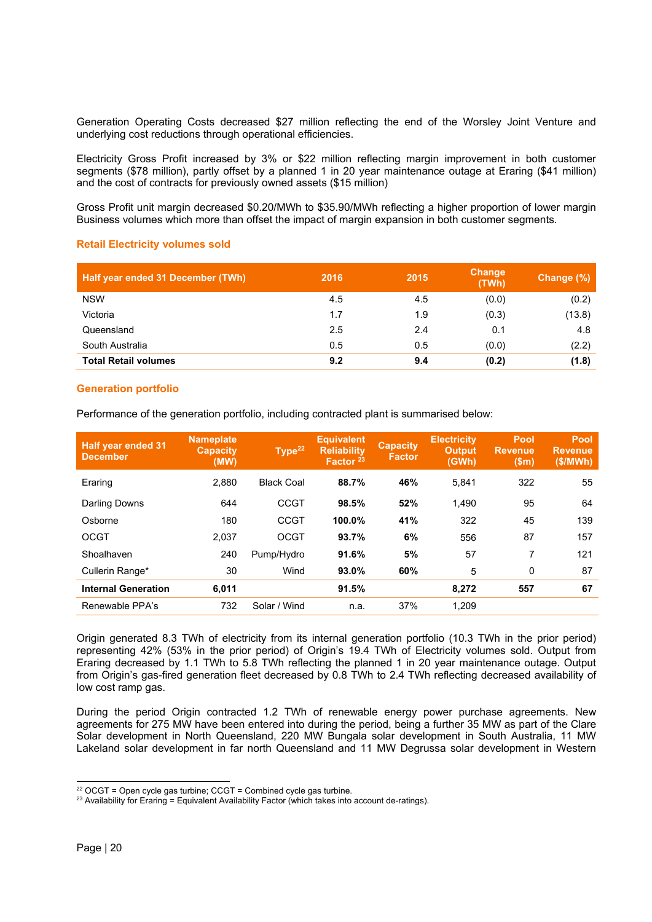Generation Operating Costs decreased $27 million reflecting the end of the Worsley Joint Venture and underlying cost reductions through operational efficiencies.

Electricity Gross Profit increased by 3% or $22 million reflecting margin improvement in both customer segments ($78 million), partly offset by a planned 1 in 20 year maintenance outage at Eraring ($41 million) and the cost of contracts for previously owned assets ($15 million)

Gross Profit unit margin decreased $0.20/MWh to $35.90/MWh reflecting a higher proportion of lower margin Business volumes which more than offset the impact of margin expansion in both customer segments.

### Retail Electricity volumes sold

| Half year ended 31 December (TWh) | 2016 | 2015 | Change (TWh) | Change (%) |
|---|---|---|---|---|
| NSW | 4.5 | 4.5 | (0.0) | (0.2) |
| Victoria | 1.7 | 1.9 | (0.3) | (13.8) |
| Queensland | 2.5 | 2.4 | 0.1 | 4.8 |
| South Australia | 0.5 | 0.5 | (0.0) | (2.2) |
| **Total Retail volumes** | **9.2** | **9.4** | **(0.2)** | **(1.8)** |

### Generation portfolio

Performance of the generation portfolio, including contracted plant is summarised below:

| Half year ended 31 December | Nameplate Capacity (MW) | Type[22] | Equivalent Reliability Factor [23] | Capacity Factor | Electricity Output (GWh) | Pool Revenue ($m) | Pool Revenue ($/MWh) |
|---|---|---|---|---|---|---|---|
| Eraring | 2,880 | Black Coal | **88.7%** | **46%** | 5,841 | 322 | 55 |
| Darling Downs | 644 | CCGT | **98.5%** | **52%** | 1,490 | 95 | 64 |
| Osborne | 180 | CCGT | **100.0%** | **41%** | 322 | 45 | 139 |
| OCGT | 2,037 | OCGT | **93.7%** | **6%** | 556 | 87 | 157 |
| Shoalhaven | 240 | Pump/Hydro | **91.6%** | **5%** | 57 | 7 | 121 |
| Cullerin Range* | 30 | Wind | **93.0%** | **60%** | 5 | 0 | 87 |
| **Internal Generation** | **6,011** | | **91.5%** | | **8,272** | **557** | **67** |
| Renewable PPA's | 732 | Solar / Wind | n.a. | 37% | 1,209 | | |

Origin generated 8.3 TWh of electricity from its internal generation portfolio (10.3 TWh in the prior period) representing 42% (53% in the prior period) of Origin's 19.4 TWh of Electricity volumes sold. Output from Eraring decreased by 1.1 TWh to 5.8 TWh reflecting the planned 1 in 20 year maintenance outage. Output from Origin's gas-fired generation fleet decreased by 0.8 TWh to 2.4 TWh reflecting decreased availability of low cost ramp gas.

During the period Origin contracted 1.2 TWh of renewable energy power purchase agreements. New agreements for 275 MW have been entered into during the period, being a further 35 MW as part of the Clare Solar development in North Queensland, 220 MW Bungala solar development in South Australia, 11 MW Lakeland solar development in far north Queensland and 11 MW Degrussa solar development in Western

[22] OCGT = Open cycle gas turbine; CCGT = Combined cycle gas turbine.
[23] Availability for Eraring = Equivalent Availability Factor (which takes into account de-ratings).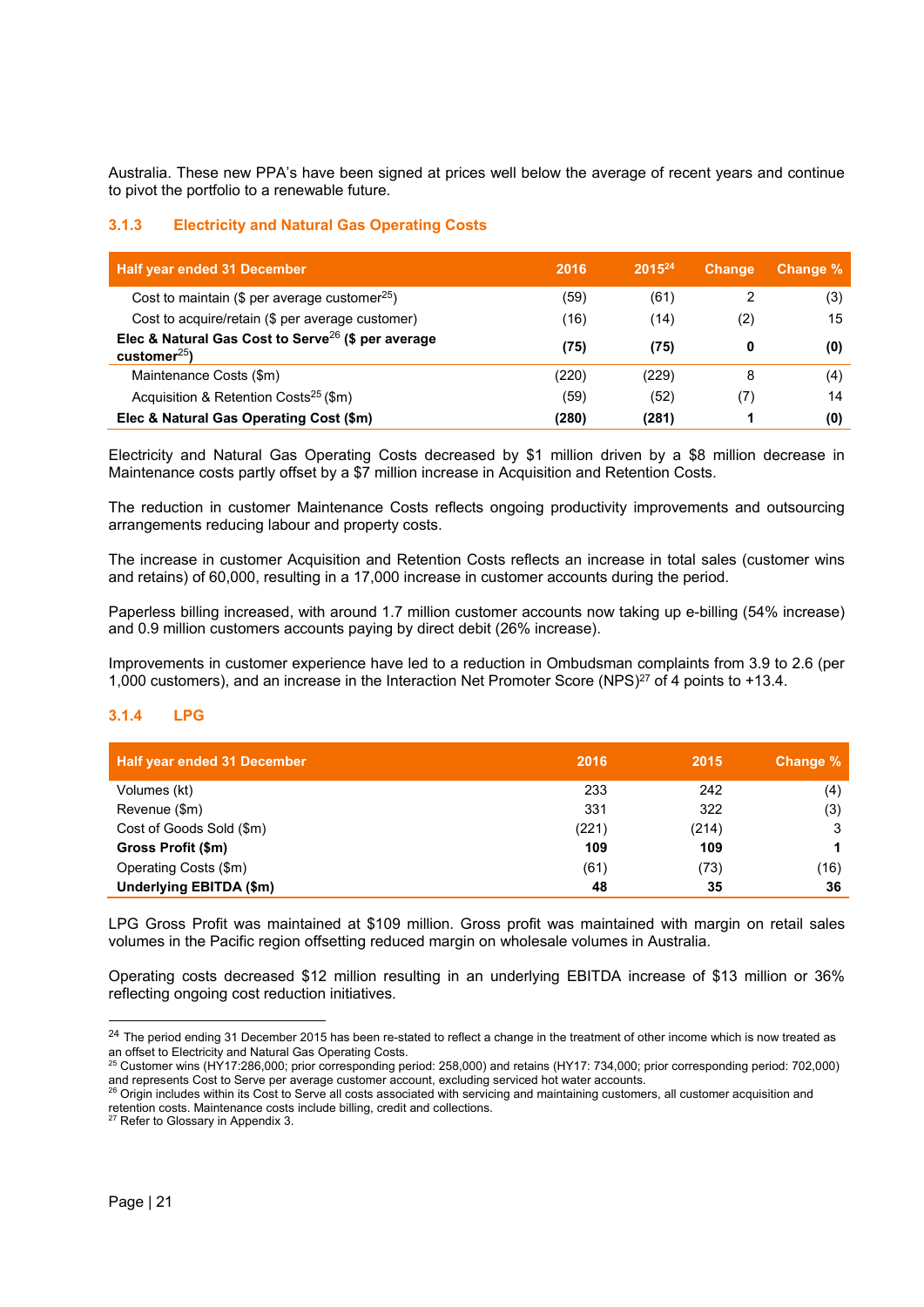Australia. These new PPA's have been signed at prices well below the average of recent years and continue to pivot the portfolio to a renewable future.

### 3.1.3 Electricity and Natural Gas Operating Costs

| Half year ended 31 December | 2016 | 2015[24] | Change | Change % |
|---|---|---|---|---|
| Cost to maintain ($ per average customer[25]) | (59) | (61) | 2 | (3) |
| Cost to acquire/retain ($ per average customer) | (16) | (14) | (2) | 15 |
| **Elec & Natural Gas Cost to Serve[26] ($ per average customer[25])** | **(75)** | **(75)** | **0** | **(0)** |
| Maintenance Costs ($m) | (220) | (229) | 8 | (4) |
| Acquisition & Retention Costs[25] ($m) | (59) | (52) | (7) | 14 |
| **Elec & Natural Gas Operating Cost ($m)** | **(280)** | **(281)** | **1** | **(0)** |

Electricity and Natural Gas Operating Costs decreased by $1 million driven by a $8 million decrease in Maintenance costs partly offset by a $7 million increase in Acquisition and Retention Costs.

The reduction in customer Maintenance Costs reflects ongoing productivity improvements and outsourcing arrangements reducing labour and property costs.

The increase in customer Acquisition and Retention Costs reflects an increase in total sales (customer wins and retains) of 60,000, resulting in a 17,000 increase in customer accounts during the period.

Paperless billing increased, with around 1.7 million customer accounts now taking up e-billing (54% increase) and 0.9 million customers accounts paying by direct debit (26% increase).

Improvements in customer experience have led to a reduction in Ombudsman complaints from 3.9 to 2.6 (per 1,000 customers), and an increase in the Interaction Net Promoter Score (NPS)[27] of 4 points to +13.4.

### 3.1.4 LPG

| Half year ended 31 December | 2016 | 2015 | Change % |
|---|---|---|---|
| Volumes (kt) | 233 | 242 | (4) |
| Revenue ($m) | 331 | 322 | (3) |
| Cost of Goods Sold ($m) | (221) | (214) | 3 |
| **Gross Profit ($m)** | **109** | **109** | **1** |
| Operating Costs ($m) | (61) | (73) | (16) |
| **Underlying EBITDA ($m)** | **48** | **35** | **36** |

LPG Gross Profit was maintained at $109 million. Gross profit was maintained with margin on retail sales volumes in the Pacific region offsetting reduced margin on wholesale volumes in Australia.

Operating costs decreased $12 million resulting in an underlying EBITDA increase of $13 million or 36% reflecting ongoing cost reduction initiatives.

---

[24] The period ending 31 December 2015 has been re-stated to reflect a change in the treatment of other income which is now treated as an offset to Electricity and Natural Gas Operating Costs.

[25] Customer wins (HY17:286,000; prior corresponding period: 258,000) and retains (HY17: 734,000; prior corresponding period: 702,000) and represents Cost to Serve per average customer account, excluding serviced hot water accounts.

[26] Origin includes within its Cost to Serve all costs associated with servicing and maintaining customers, all customer acquisition and retention costs. Maintenance costs include billing, credit and collections.

[27] Refer to Glossary in Appendix 3.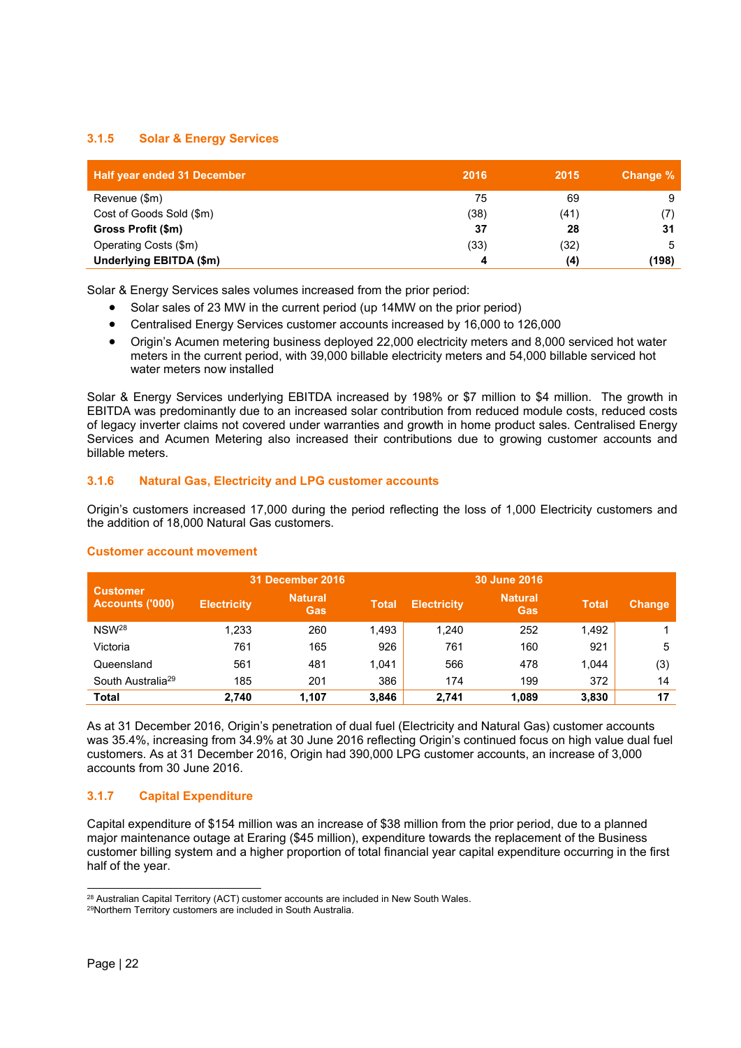### 3.1.5 Solar & Energy Services

| Half year ended 31 December | 2016 | 2015 | Change % |
|---|---|---|---|
| Revenue ($m) | 75 | 69 | 9 |
| Cost of Goods Sold ($m) | (38) | (41) | (7) |
| **Gross Profit ($m)** | **37** | **28** | **31** |
| Operating Costs ($m) | (33) | (32) | 5 |
| **Underlying EBITDA ($m)** | **4** | **(4)** | **(198)** |

Solar & Energy Services sales volumes increased from the prior period:

- Solar sales of 23 MW in the current period (up 14MW on the prior period)
- Centralised Energy Services customer accounts increased by 16,000 to 126,000
- Origin's Acumen metering business deployed 22,000 electricity meters and 8,000 serviced hot water meters in the current period, with 39,000 billable electricity meters and 54,000 billable serviced hot water meters now installed

Solar & Energy Services underlying EBITDA increased by 198% or $7 million to $4 million. The growth in EBITDA was predominantly due to an increased solar contribution from reduced module costs, reduced costs of legacy inverter claims not covered under warranties and growth in home product sales. Centralised Energy Services and Acumen Metering also increased their contributions due to growing customer accounts and billable meters.

### 3.1.6 Natural Gas, Electricity and LPG customer accounts

Origin's customers increased 17,000 during the period reflecting the loss of 1,000 Electricity customers and the addition of 18,000 Natural Gas customers.

#### Customer account movement

| Customer Accounts ('000) | 31 December 2016 | | | 30 June 2016 | | | |
|---|---|---|---|---|---|---|---|
| | Electricity | Natural Gas | Total | Electricity | Natural Gas | Total | Change |
| NSW[28] | 1,233 | 260 | 1,493 | 1,240 | 252 | 1,492 | 1 |
| Victoria | 761 | 165 | 926 | 761 | 160 | 921 | 5 |
| Queensland | 561 | 481 | 1,041 | 566 | 478 | 1,044 | (3) |
| South Australia[29] | 185 | 201 | 386 | 174 | 199 | 372 | 14 |
| **Total** | **2,740** | **1,107** | **3,846** | **2,741** | **1,089** | **3,830** | **17** |

As at 31 December 2016, Origin's penetration of dual fuel (Electricity and Natural Gas) customer accounts was 35.4%, increasing from 34.9% at 30 June 2016 reflecting Origin's continued focus on high value dual fuel customers. As at 31 December 2016, Origin had 390,000 LPG customer accounts, an increase of 3,000 accounts from 30 June 2016.

### 3.1.7 Capital Expenditure

Capital expenditure of $154 million was an increase of $38 million from the prior period, due to a planned major maintenance outage at Eraring ($45 million), expenditure towards the replacement of the Business customer billing system and a higher proportion of total financial year capital expenditure occurring in the first half of the year.

---

[28] Australian Capital Territory (ACT) customer accounts are included in New South Wales.
[29] Northern Territory customers are included in South Australia.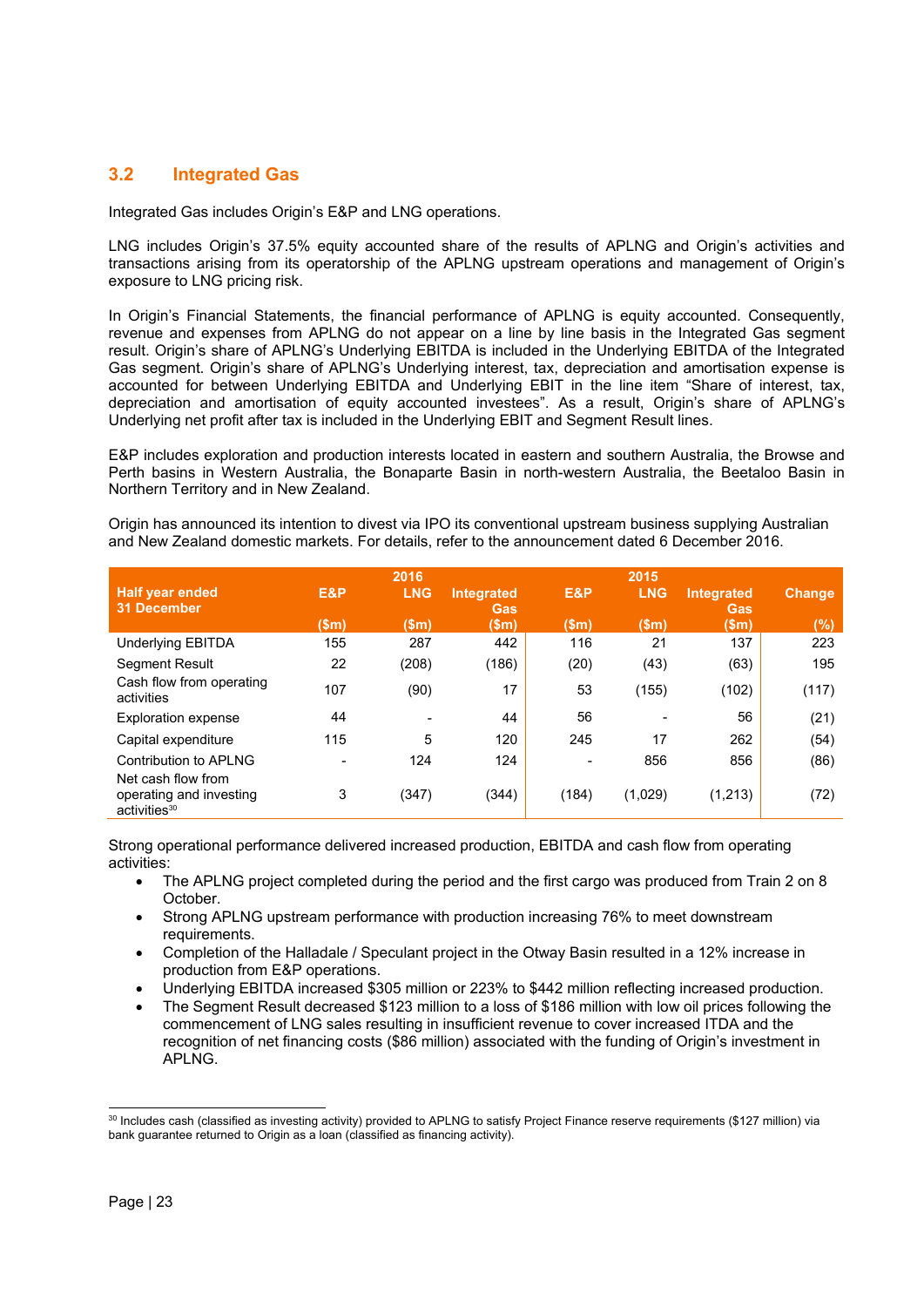## 3.2 Integrated Gas

Integrated Gas includes Origin's E&P and LNG operations.

LNG includes Origin's 37.5% equity accounted share of the results of APLNG and Origin's activities and transactions arising from its operatorship of the APLNG upstream operations and management of Origin's exposure to LNG pricing risk.

In Origin's Financial Statements, the financial performance of APLNG is equity accounted. Consequently, revenue and expenses from APLNG do not appear on a line by line basis in the Integrated Gas segment result. Origin's share of APLNG's Underlying EBITDA is included in the Underlying EBITDA of the Integrated Gas segment. Origin's share of APLNG's Underlying interest, tax, depreciation and amortisation expense is accounted for between Underlying EBITDA and Underlying EBIT in the line item "Share of interest, tax, depreciation and amortisation of equity accounted investees". As a result, Origin's share of APLNG's Underlying net profit after tax is included in the Underlying EBIT and Segment Result lines.

E&P includes exploration and production interests located in eastern and southern Australia, the Browse and Perth basins in Western Australia, the Bonaparte Basin in north-western Australia, the Beetaloo Basin in Northern Territory and in New Zealand.

Origin has announced its intention to divest via IPO its conventional upstream business supplying Australian and New Zealand domestic markets. For details, refer to the announcement dated 6 December 2016.

| Half year ended 31 December | 2016 E&P ($m) | 2016 LNG ($m) | 2016 Integrated Gas ($m) | 2015 E&P ($m) | 2015 LNG ($m) | 2015 Integrated Gas ($m) | Change (%) |
|---|---|---|---|---|---|---|---|
| Underlying EBITDA | 155 | 287 | 442 | 116 | 21 | 137 | 223 |
| Segment Result | 22 | (208) | (186) | (20) | (43) | (63) | 195 |
| Cash flow from operating activities | 107 | (90) | 17 | 53 | (155) | (102) | (117) |
| Exploration expense | 44 | - | 44 | 56 | - | 56 | (21) |
| Capital expenditure | 115 | 5 | 120 | 245 | 17 | 262 | (54) |
| Contribution to APLNG | - | 124 | 124 | - | 856 | 856 | (86) |
| Net cash flow from operating and investing activities[30] | 3 | (347) | (344) | (184) | (1,029) | (1,213) | (72) |

Strong operational performance delivered increased production, EBITDA and cash flow from operating activities:

- The APLNG project completed during the period and the first cargo was produced from Train 2 on 8 October.
- Strong APLNG upstream performance with production increasing 76% to meet downstream requirements.
- Completion of the Halladale / Speculant project in the Otway Basin resulted in a 12% increase in production from E&P operations.
- Underlying EBITDA increased $305 million or 223% to $442 million reflecting increased production.
- The Segment Result decreased $123 million to a loss of $186 million with low oil prices following the commencement of LNG sales resulting in insufficient revenue to cover increased ITDA and the recognition of net financing costs ($86 million) associated with the funding of Origin's investment in APLNG.

---

[30] Includes cash (classified as investing activity) provided to APLNG to satisfy Project Finance reserve requirements ($127 million) via bank guarantee returned to Origin as a loan (classified as financing activity).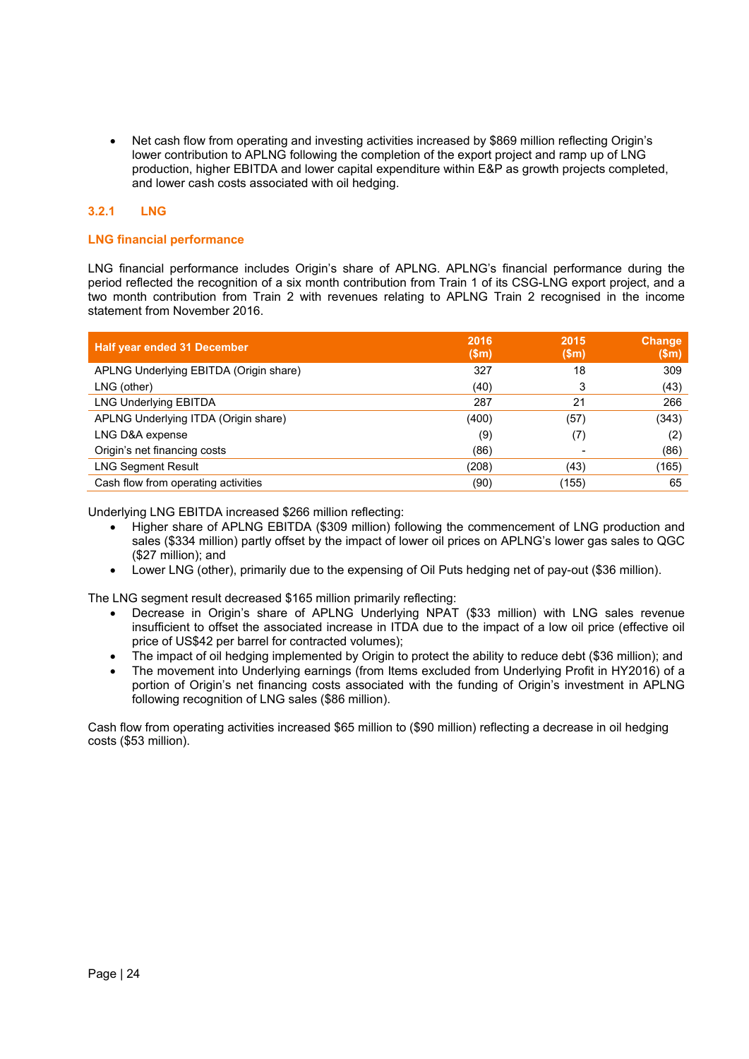- Net cash flow from operating and investing activities increased by $869 million reflecting Origin's lower contribution to APLNG following the completion of the export project and ramp up of LNG production, higher EBITDA and lower capital expenditure within E&P as growth projects completed, and lower cash costs associated with oil hedging.

### 3.2.1 LNG

#### LNG financial performance

LNG financial performance includes Origin's share of APLNG. APLNG's financial performance during the period reflected the recognition of a six month contribution from Train 1 of its CSG-LNG export project, and a two month contribution from Train 2 with revenues relating to APLNG Train 2 recognised in the income statement from November 2016.

| Half year ended 31 December | 2016 ($m) | 2015 ($m) | Change ($m) |
|---|---|---|---|
| APLNG Underlying EBITDA (Origin share) | 327 | 18 | 309 |
| LNG (other) | (40) | 3 | (43) |
| LNG Underlying EBITDA | 287 | 21 | 266 |
| APLNG Underlying ITDA (Origin share) | (400) | (57) | (343) |
| LNG D&A expense | (9) | (7) | (2) |
| Origin's net financing costs | (86) | - | (86) |
| LNG Segment Result | (208) | (43) | (165) |
| Cash flow from operating activities | (90) | (155) | 65 |

Underlying LNG EBITDA increased $266 million reflecting:

- Higher share of APLNG EBITDA ($309 million) following the commencement of LNG production and sales ($334 million) partly offset by the impact of lower oil prices on APLNG's lower gas sales to QGC ($27 million); and
- Lower LNG (other), primarily due to the expensing of Oil Puts hedging net of pay-out ($36 million).

The LNG segment result decreased $165 million primarily reflecting:

- Decrease in Origin's share of APLNG Underlying NPAT ($33 million) with LNG sales revenue insufficient to offset the associated increase in ITDA due to the impact of a low oil price (effective oil price of US$42 per barrel for contracted volumes);
- The impact of oil hedging implemented by Origin to protect the ability to reduce debt ($36 million); and
- The movement into Underlying earnings (from Items excluded from Underlying Profit in HY2016) of a portion of Origin's net financing costs associated with the funding of Origin's investment in APLNG following recognition of LNG sales ($86 million).

Cash flow from operating activities increased $65 million to ($90 million) reflecting a decrease in oil hedging costs ($53 million).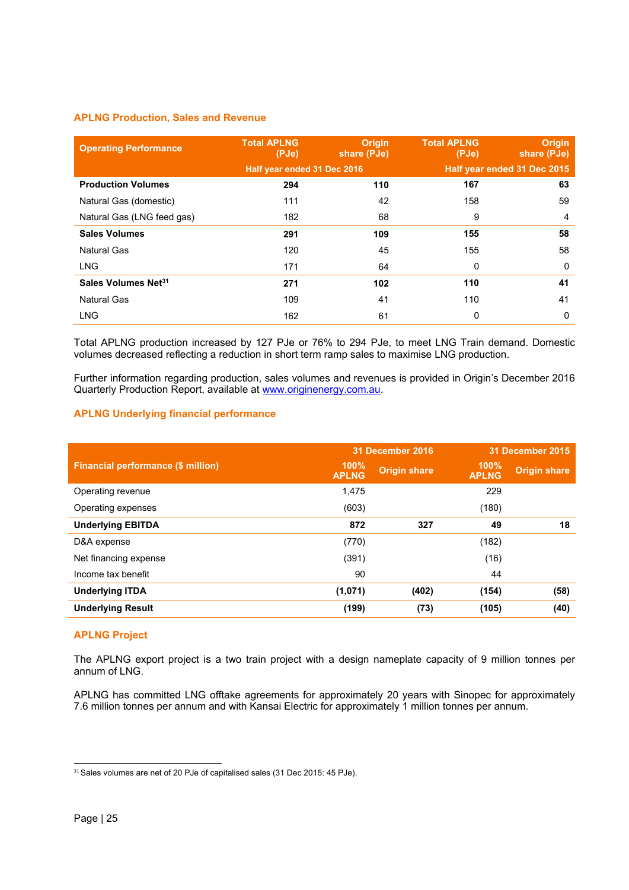### APLNG Production, Sales and Revenue

| Operating Performance | Total APLNG (PJe) | Origin share (PJe) | Total APLNG (PJe) | Origin share (PJe) |
|---|---|---|---|---|
| | Half year ended 31 Dec 2016 | | Half year ended 31 Dec 2015 | |
| **Production Volumes** | **294** | **110** | **167** | **63** |
| Natural Gas (domestic) | 111 | 42 | 158 | 59 |
| Natural Gas (LNG feed gas) | 182 | 68 | 9 | 4 |
| **Sales Volumes** | **291** | **109** | **155** | **58** |
| Natural Gas | 120 | 45 | 155 | 58 |
| LNG | 171 | 64 | 0 | 0 |
| **Sales Volumes Net[31]** | **271** | **102** | **110** | **41** |
| Natural Gas | 109 | 41 | 110 | 41 |
| LNG | 162 | 61 | 0 | 0 |

Total APLNG production increased by 127 PJe or 76% to 294 PJe, to meet LNG Train demand. Domestic volumes decreased reflecting a reduction in short term ramp sales to maximise LNG production.

Further information regarding production, sales volumes and revenues is provided in Origin's December 2016 Quarterly Production Report, available at www.originenergy.com.au.

### APLNG Underlying financial performance

| Financial performance ($ million) | 31 December 2016 | | 31 December 2015 | |
|---|---|---|---|---|
| | 100% APLNG | Origin share | 100% APLNG | Origin share |
| Operating revenue | 1,475 | | 229 | |
| Operating expenses | (603) | | (180) | |
| **Underlying EBITDA** | **872** | **327** | **49** | **18** |
| D&A expense | (770) | | (182) | |
| Net financing expense | (391) | | (16) | |
| Income tax benefit | 90 | | 44 | |
| **Underlying ITDA** | **(1,071)** | **(402)** | **(154)** | **(58)** |
| **Underlying Result** | **(199)** | **(73)** | **(105)** | **(40)** |

### APLNG Project

The APLNG export project is a two train project with a design nameplate capacity of 9 million tonnes per annum of LNG.

APLNG has committed LNG offtake agreements for approximately 20 years with Sinopec for approximately 7.6 million tonnes per annum and with Kansai Electric for approximately 1 million tonnes per annum.

[31] Sales volumes are net of 20 PJe of capitalised sales (31 Dec 2015: 45 PJe).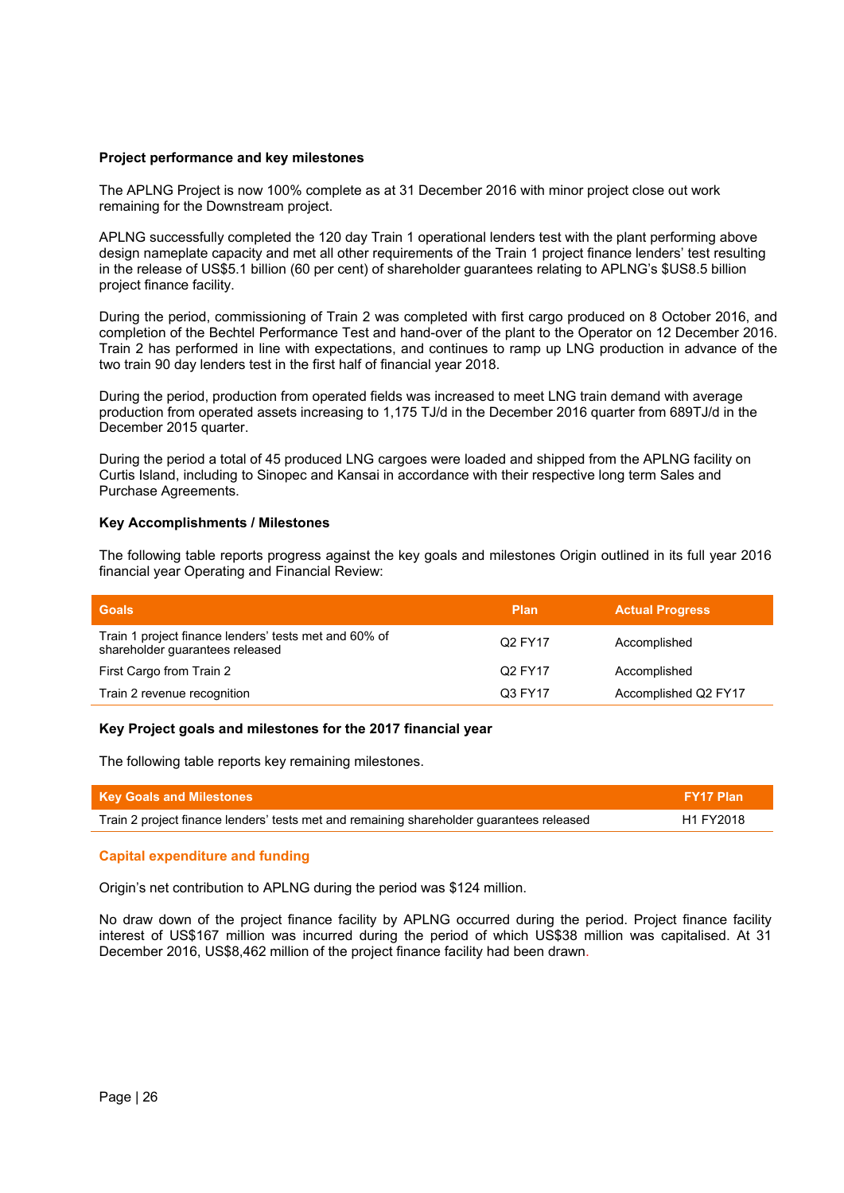**Project performance and key milestones**

The APLNG Project is now 100% complete as at 31 December 2016 with minor project close out work remaining for the Downstream project.

APLNG successfully completed the 120 day Train 1 operational lenders test with the plant performing above design nameplate capacity and met all other requirements of the Train 1 project finance lenders' test resulting in the release of US$5.1 billion (60 per cent) of shareholder guarantees relating to APLNG's $US8.5 billion project finance facility.

During the period, commissioning of Train 2 was completed with first cargo produced on 8 October 2016, and completion of the Bechtel Performance Test and hand-over of the plant to the Operator on 12 December 2016. Train 2 has performed in line with expectations, and continues to ramp up LNG production in advance of the two train 90 day lenders test in the first half of financial year 2018.

During the period, production from operated fields was increased to meet LNG train demand with average production from operated assets increasing to 1,175 TJ/d in the December 2016 quarter from 689TJ/d in the December 2015 quarter.

During the period a total of 45 produced LNG cargoes were loaded and shipped from the APLNG facility on Curtis Island, including to Sinopec and Kansai in accordance with their respective long term Sales and Purchase Agreements.

**Key Accomplishments / Milestones**

The following table reports progress against the key goals and milestones Origin outlined in its full year 2016 financial year Operating and Financial Review:

| Goals | Plan | Actual Progress |
|---|---|---|
| Train 1 project finance lenders' tests met and 60% of shareholder guarantees released | Q2 FY17 | Accomplished |
| First Cargo from Train 2 | Q2 FY17 | Accomplished |
| Train 2 revenue recognition | Q3 FY17 | Accomplished Q2 FY17 |

**Key Project goals and milestones for the 2017 financial year**

The following table reports key remaining milestones.

| Key Goals and Milestones | FY17 Plan |
|---|---|
| Train 2 project finance lenders' tests met and remaining shareholder guarantees released | H1 FY2018 |

**Capital expenditure and funding**

Origin's net contribution to APLNG during the period was $124 million.

No draw down of the project finance facility by APLNG occurred during the period. Project finance facility interest of US$167 million was incurred during the period of which US$38 million was capitalised. At 31 December 2016, US$8,462 million of the project finance facility had been drawn.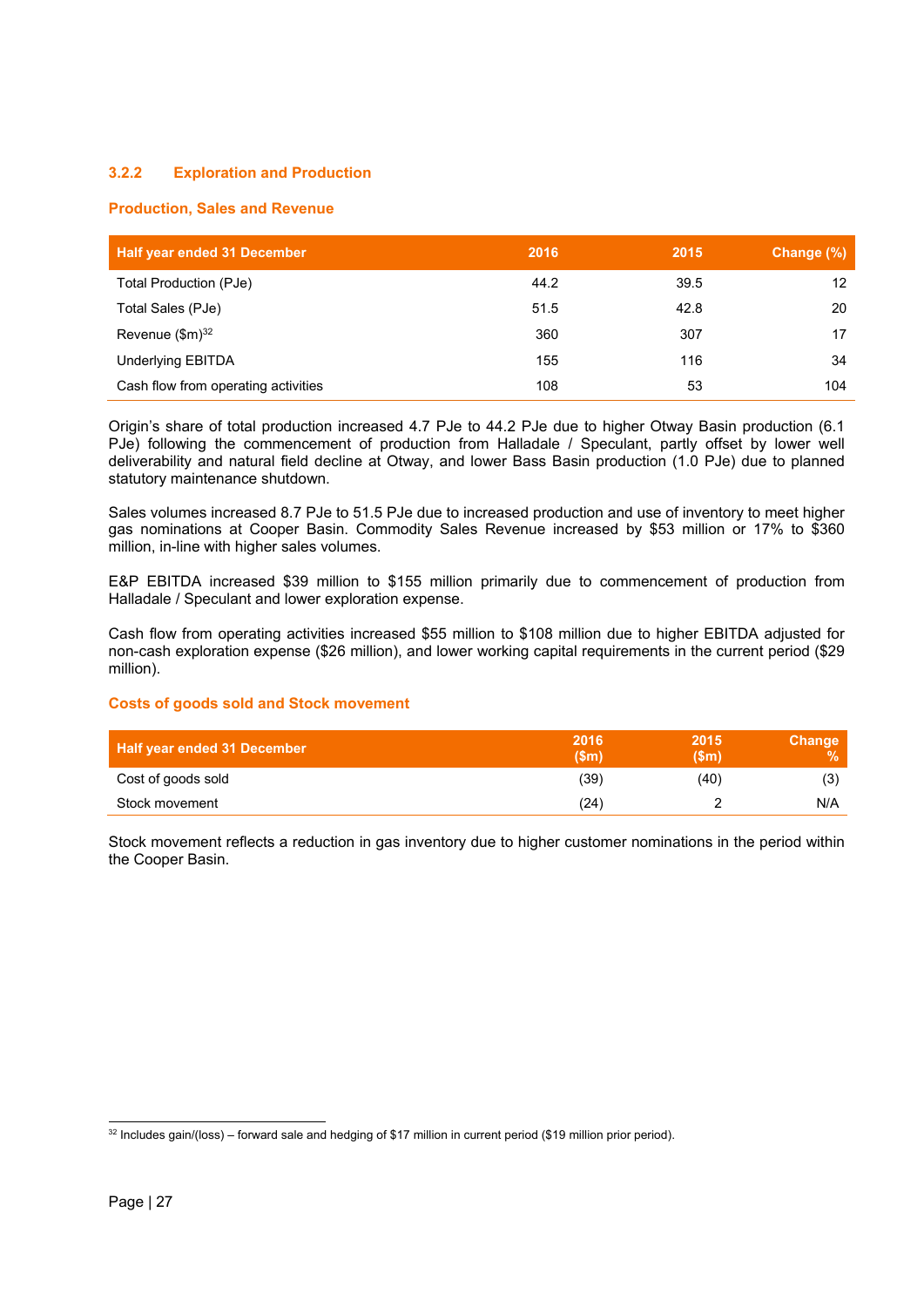### 3.2.2 Exploration and Production

#### Production, Sales and Revenue

| Half year ended 31 December | 2016 | 2015 | Change (%) |
|---|---|---|---|
| Total Production (PJe) | 44.2 | 39.5 | 12 |
| Total Sales (PJe) | 51.5 | 42.8 | 20 |
| Revenue ($m)[32] | 360 | 307 | 17 |
| Underlying EBITDA | 155 | 116 | 34 |
| Cash flow from operating activities | 108 | 53 | 104 |

Origin's share of total production increased 4.7 PJe to 44.2 PJe due to higher Otway Basin production (6.1 PJe) following the commencement of production from Halladale / Speculant, partly offset by lower well deliverability and natural field decline at Otway, and lower Bass Basin production (1.0 PJe) due to planned statutory maintenance shutdown.

Sales volumes increased 8.7 PJe to 51.5 PJe due to increased production and use of inventory to meet higher gas nominations at Cooper Basin. Commodity Sales Revenue increased by $53 million or 17% to $360 million, in-line with higher sales volumes.

E&P EBITDA increased $39 million to $155 million primarily due to commencement of production from Halladale / Speculant and lower exploration expense.

Cash flow from operating activities increased $55 million to $108 million due to higher EBITDA adjusted for non-cash exploration expense ($26 million), and lower working capital requirements in the current period ($29 million).

#### Costs of goods sold and Stock movement

| Half year ended 31 December | 2016 ($m) | 2015 ($m) | Change % |
|---|---|---|---|
| Cost of goods sold | (39) | (40) | (3) |
| Stock movement | (24) | 2 | N/A |

Stock movement reflects a reduction in gas inventory due to higher customer nominations in the period within the Cooper Basin.

[32] Includes gain/(loss) – forward sale and hedging of $17 million in current period ($19 million prior period).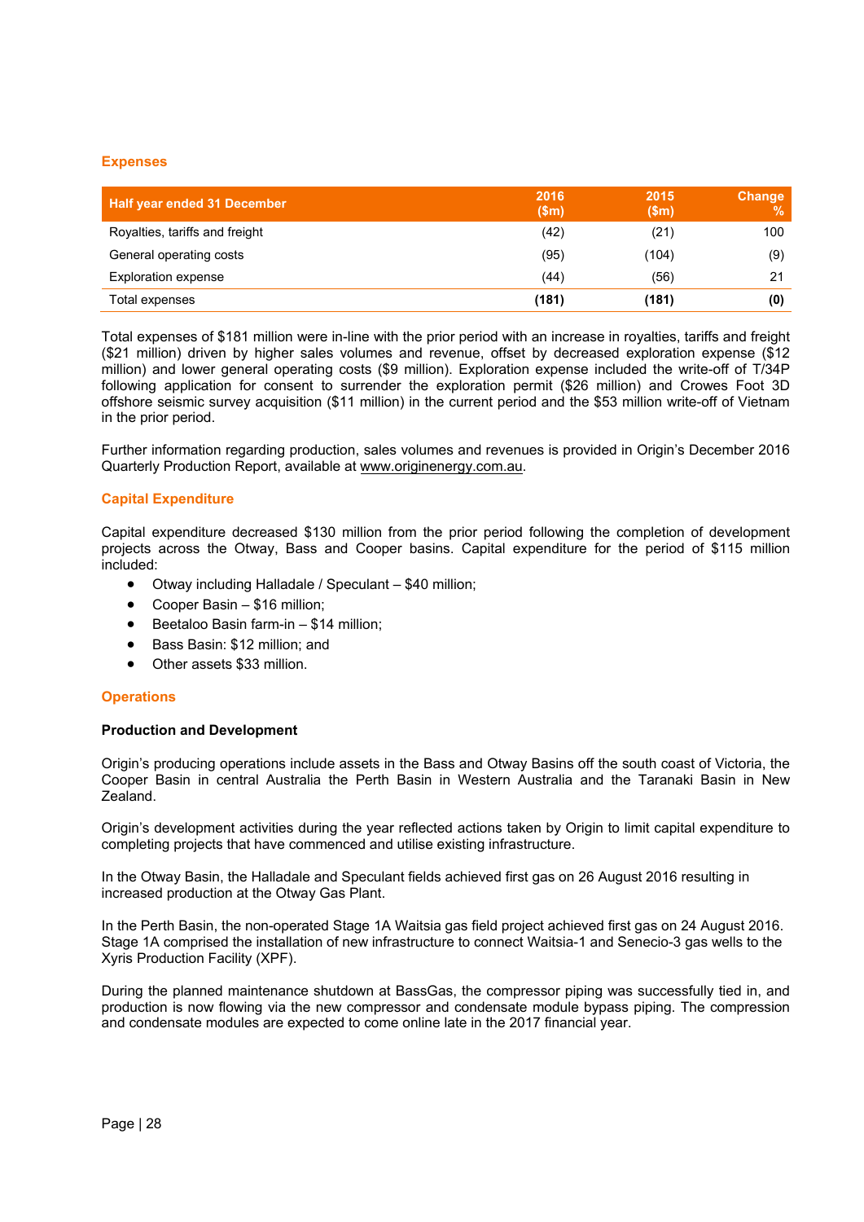### Expenses

| Half year ended 31 December | 2016 ($m) | 2015 ($m) | Change % |
|---|---|---|---|
| Royalties, tariffs and freight | (42) | (21) | 100 |
| General operating costs | (95) | (104) | (9) |
| Exploration expense | (44) | (56) | 21 |
| Total expenses | **(181)** | **(181)** | **(0)** |

Total expenses of $181 million were in-line with the prior period with an increase in royalties, tariffs and freight ($21 million) driven by higher sales volumes and revenue, offset by decreased exploration expense ($12 million) and lower general operating costs ($9 million). Exploration expense included the write-off of T/34P following application for consent to surrender the exploration permit ($26 million) and Crowes Foot 3D offshore seismic survey acquisition ($11 million) in the current period and the $53 million write-off of Vietnam in the prior period.

Further information regarding production, sales volumes and revenues is provided in Origin's December 2016 Quarterly Production Report, available at www.originenergy.com.au.

### Capital Expenditure

Capital expenditure decreased $130 million from the prior period following the completion of development projects across the Otway, Bass and Cooper basins. Capital expenditure for the period of $115 million included:

- Otway including Halladale / Speculant – $40 million;
- Cooper Basin – $16 million;
- Beetaloo Basin farm-in – $14 million;
- Bass Basin: $12 million; and
- Other assets $33 million.

### Operations

**Production and Development**

Origin's producing operations include assets in the Bass and Otway Basins off the south coast of Victoria, the Cooper Basin in central Australia the Perth Basin in Western Australia and the Taranaki Basin in New Zealand.

Origin's development activities during the year reflected actions taken by Origin to limit capital expenditure to completing projects that have commenced and utilise existing infrastructure.

In the Otway Basin, the Halladale and Speculant fields achieved first gas on 26 August 2016 resulting in increased production at the Otway Gas Plant.

In the Perth Basin, the non-operated Stage 1A Waitsia gas field project achieved first gas on 24 August 2016. Stage 1A comprised the installation of new infrastructure to connect Waitsia-1 and Senecio-3 gas wells to the Xyris Production Facility (XPF).

During the planned maintenance shutdown at BassGas, the compressor piping was successfully tied in, and production is now flowing via the new compressor and condensate module bypass piping. The compression and condensate modules are expected to come online late in the 2017 financial year.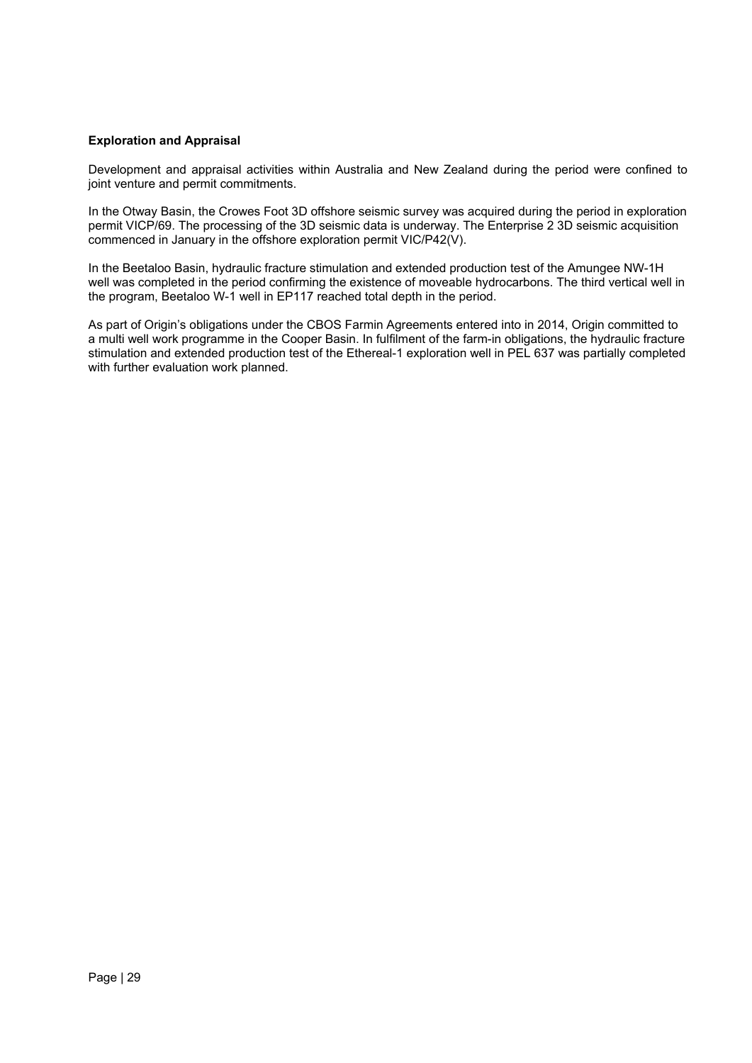**Exploration and Appraisal**

Development and appraisal activities within Australia and New Zealand during the period were confined to joint venture and permit commitments.

In the Otway Basin, the Crowes Foot 3D offshore seismic survey was acquired during the period in exploration permit VICP/69. The processing of the 3D seismic data is underway. The Enterprise 2 3D seismic acquisition commenced in January in the offshore exploration permit VIC/P42(V).

In the Beetaloo Basin, hydraulic fracture stimulation and extended production test of the Amungee NW-1H well was completed in the period confirming the existence of moveable hydrocarbons. The third vertical well in the program, Beetaloo W-1 well in EP117 reached total depth in the period.

As part of Origin's obligations under the CBOS Farmin Agreements entered into in 2014, Origin committed to a multi well work programme in the Cooper Basin. In fulfilment of the farm-in obligations, the hydraulic fracture stimulation and extended production test of the Ethereal-1 exploration well in PEL 637 was partially completed with further evaluation work planned.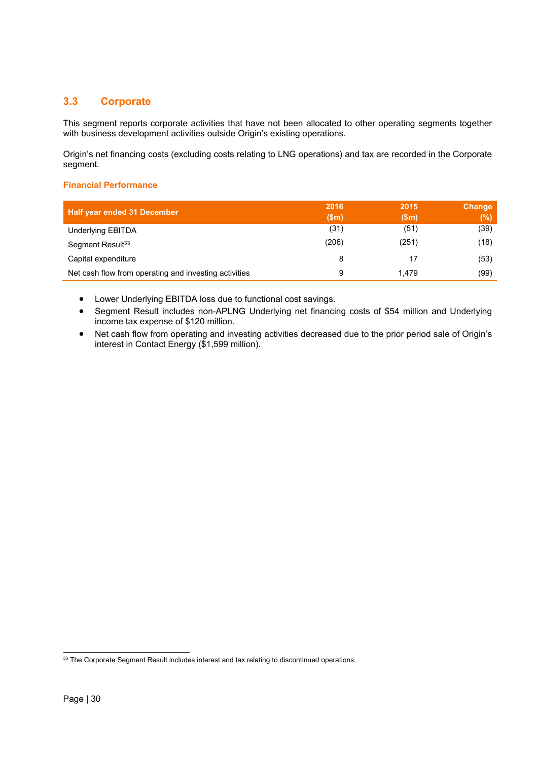## 3.3 Corporate

This segment reports corporate activities that have not been allocated to other operating segments together with business development activities outside Origin's existing operations.

Origin's net financing costs (excluding costs relating to LNG operations) and tax are recorded in the Corporate segment.

### Financial Performance

| Half year ended 31 December | 2016 ($m) | 2015 ($m) | Change (%) |
|---|---|---|---|
| Underlying EBITDA | (31) | (51) | (39) |
| Segment Result[33] | (206) | (251) | (18) |
| Capital expenditure | 8 | 17 | (53) |
| Net cash flow from operating and investing activities | 9 | 1,479 | (99) |

- Lower Underlying EBITDA loss due to functional cost savings.
- Segment Result includes non-APLNG Underlying net financing costs of $54 million and Underlying income tax expense of $120 million.
- Net cash flow from operating and investing activities decreased due to the prior period sale of Origin's interest in Contact Energy ($1,599 million).

[33] The Corporate Segment Result includes interest and tax relating to discontinued operations.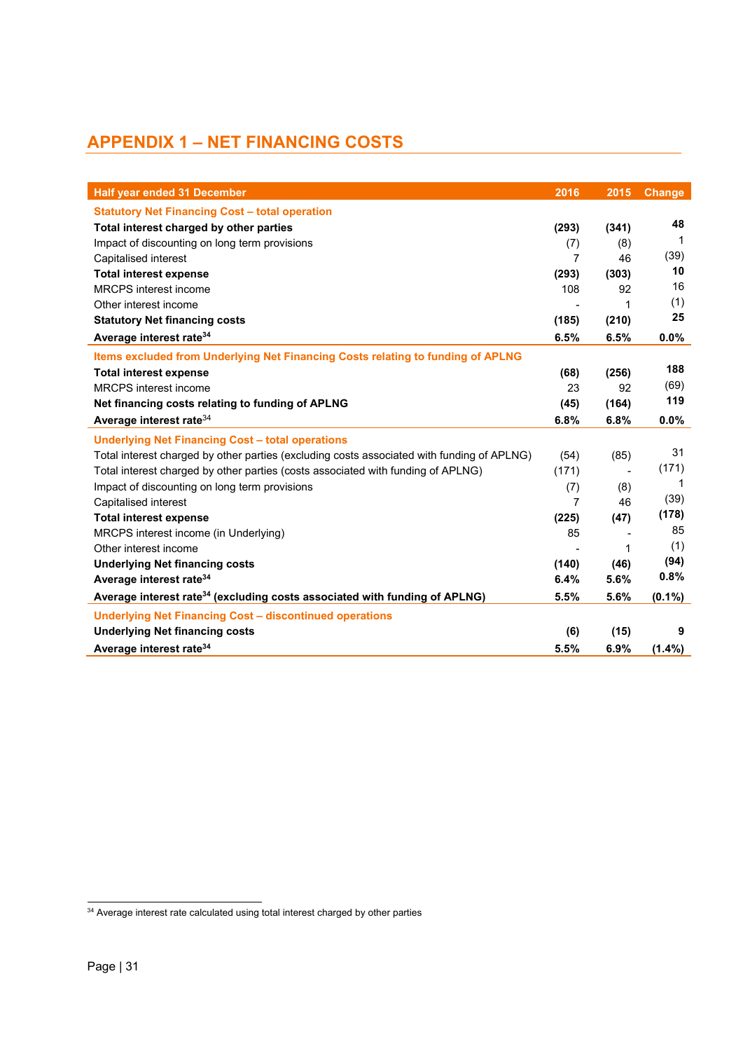# APPENDIX 1 – NET FINANCING COSTS

| Half year ended 31 December | 2016 | 2015 | Change |
|---|---|---|---|
| **Statutory Net Financing Cost – total operation** | | | |
| **Total interest charged by other parties** | **(293)** | **(341)** | **48** |
| Impact of discounting on long term provisions | (7) | (8) | 1 |
| Capitalised interest | 7 | 46 | (39) |
| **Total interest expense** | **(293)** | **(303)** | **10** |
| MRCPS interest income | 108 | 92 | 16 |
| Other interest income | - | 1 | (1) |
| **Statutory Net financing costs** | **(185)** | **(210)** | **25** |
| **Average interest rate[34]** | **6.5%** | **6.5%** | **0.0%** |
| **Items excluded from Underlying Net Financing Costs relating to funding of APLNG** | | | |
| **Total interest expense** | **(68)** | **(256)** | **188** |
| MRCPS interest income | 23 | 92 | (69) |
| **Net financing costs relating to funding of APLNG** | **(45)** | **(164)** | **119** |
| **Average interest rate[34]** | **6.8%** | **6.8%** | **0.0%** |
| **Underlying Net Financing Cost – total operations** | | | |
| Total interest charged by other parties (excluding costs associated with funding of APLNG) | (54) | (85) | 31 |
| Total interest charged by other parties (costs associated with funding of APLNG) | (171) | - | (171) |
| Impact of discounting on long term provisions | (7) | (8) | 1 |
| Capitalised interest | 7 | 46 | (39) |
| **Total interest expense** | **(225)** | **(47)** | **(178)** |
| MRCPS interest income (in Underlying) | 85 | - | 85 |
| Other interest income | - | 1 | (1) |
| **Underlying Net financing costs** | **(140)** | **(46)** | **(94)** |
| **Average interest rate[34]** | **6.4%** | **5.6%** | **0.8%** |
| **Average interest rate[34] (excluding costs associated with funding of APLNG)** | **5.5%** | **5.6%** | **(0.1%)** |
| **Underlying Net Financing Cost – discontinued operations** | | | |
| **Underlying Net financing costs** | **(6)** | **(15)** | **9** |
| **Average interest rate[34]** | **5.5%** | **6.9%** | **(1.4%)** |

[34] Average interest rate calculated using total interest charged by other parties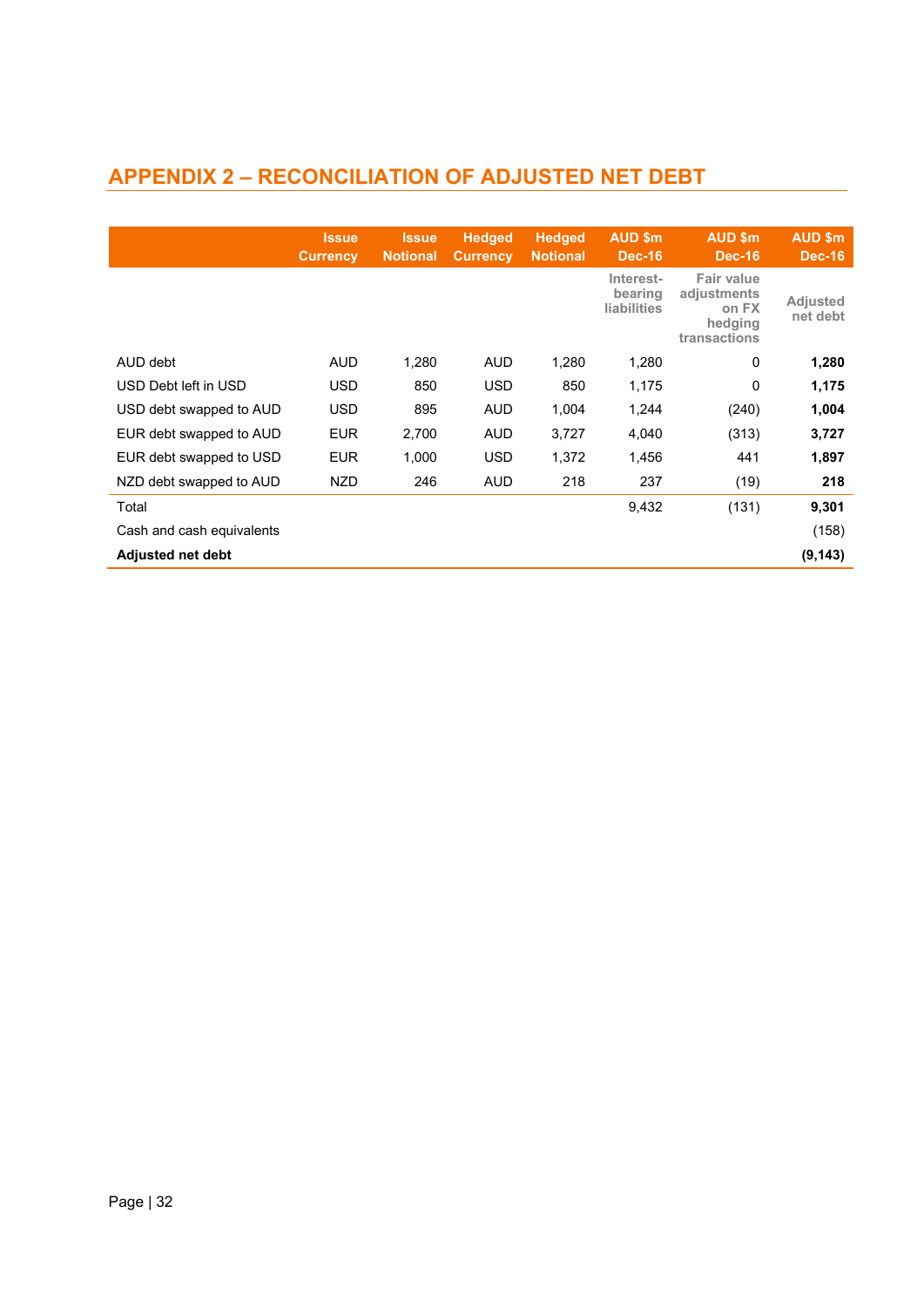## APPENDIX 2 – RECONCILIATION OF ADJUSTED NET DEBT

| | Issue Currency | Issue Notional | Hedged Currency | Hedged Notional | AUD $m Dec-16 | AUD $m Dec-16 | AUD $m Dec-16 |
|---|---|---|---|---|---|---|---|
| | | | | | Interest-bearing liabilities | Fair value adjustments on FX hedging transactions | Adjusted net debt |
| AUD debt | AUD | 1,280 | AUD | 1,280 | 1,280 | 0 | **1,280** |
| USD Debt left in USD | USD | 850 | USD | 850 | 1,175 | 0 | **1,175** |
| USD debt swapped to AUD | USD | 895 | AUD | 1,004 | 1,244 | (240) | **1,004** |
| EUR debt swapped to AUD | EUR | 2,700 | AUD | 3,727 | 4,040 | (313) | **3,727** |
| EUR debt swapped to USD | EUR | 1,000 | USD | 1,372 | 1,456 | 441 | **1,897** |
| NZD debt swapped to AUD | NZD | 246 | AUD | 218 | 237 | (19) | **218** |
| Total | | | | | 9,432 | (131) | **9,301** |
| Cash and cash equivalents | | | | | | | (158) |
| **Adjusted net debt** | | | | | | | **(9,143)** |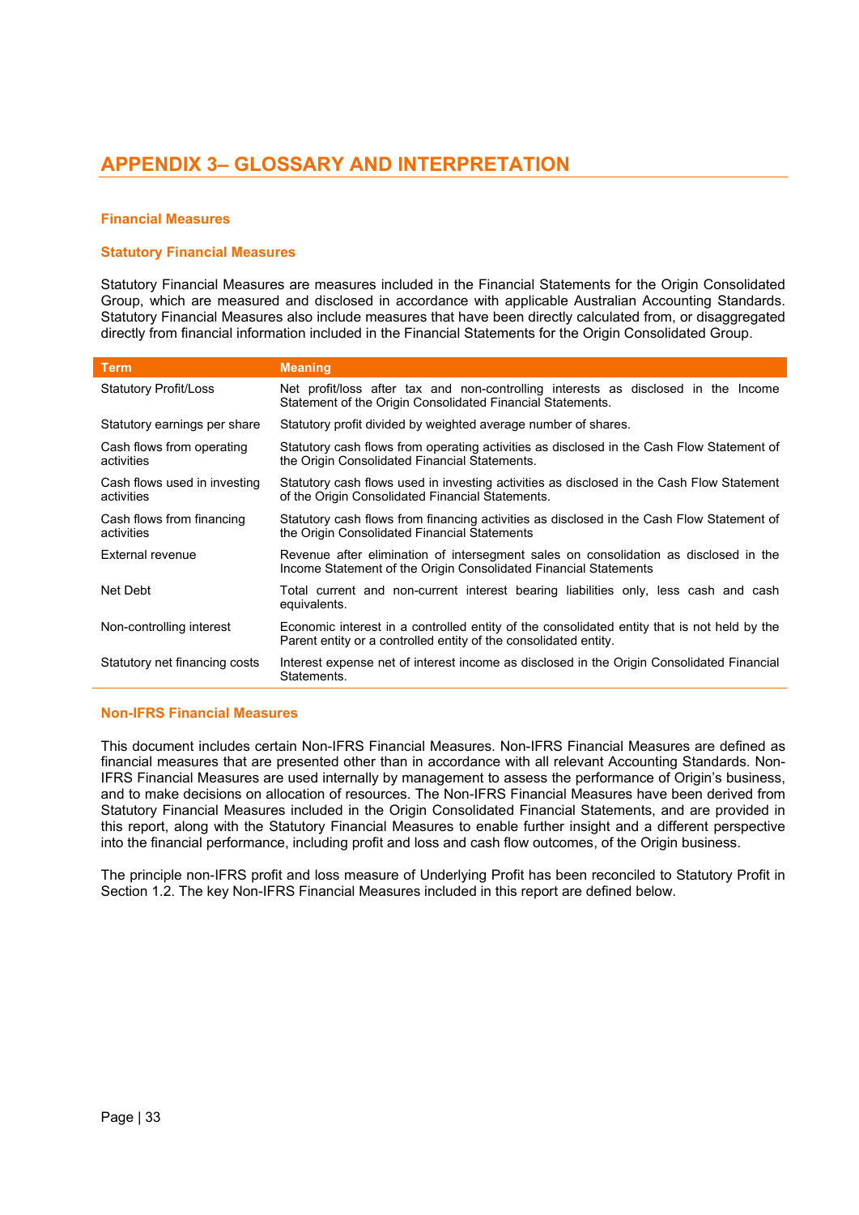# APPENDIX 3– GLOSSARY AND INTERPRETATION

### Financial Measures

### Statutory Financial Measures

Statutory Financial Measures are measures included in the Financial Statements for the Origin Consolidated Group, which are measured and disclosed in accordance with applicable Australian Accounting Standards. Statutory Financial Measures also include measures that have been directly calculated from, or disaggregated directly from financial information included in the Financial Statements for the Origin Consolidated Group.

| Term | Meaning |
|---|---|
| Statutory Profit/Loss | Net profit/loss after tax and non-controlling interests as disclosed in the Income Statement of the Origin Consolidated Financial Statements. |
| Statutory earnings per share | Statutory profit divided by weighted average number of shares. |
| Cash flows from operating activities | Statutory cash flows from operating activities as disclosed in the Cash Flow Statement of the Origin Consolidated Financial Statements. |
| Cash flows used in investing activities | Statutory cash flows used in investing activities as disclosed in the Cash Flow Statement of the Origin Consolidated Financial Statements. |
| Cash flows from financing activities | Statutory cash flows from financing activities as disclosed in the Cash Flow Statement of the Origin Consolidated Financial Statements |
| External revenue | Revenue after elimination of intersegment sales on consolidation as disclosed in the Income Statement of the Origin Consolidated Financial Statements |
| Net Debt | Total current and non-current interest bearing liabilities only, less cash and cash equivalents. |
| Non-controlling interest | Economic interest in a controlled entity of the consolidated entity that is not held by the Parent entity or a controlled entity of the consolidated entity. |
| Statutory net financing costs | Interest expense net of interest income as disclosed in the Origin Consolidated Financial Statements. |

### Non-IFRS Financial Measures

This document includes certain Non-IFRS Financial Measures. Non-IFRS Financial Measures are defined as financial measures that are presented other than in accordance with all relevant Accounting Standards. Non-IFRS Financial Measures are used internally by management to assess the performance of Origin's business, and to make decisions on allocation of resources. The Non-IFRS Financial Measures have been derived from Statutory Financial Measures included in the Origin Consolidated Financial Statements, and are provided in this report, along with the Statutory Financial Measures to enable further insight and a different perspective into the financial performance, including profit and loss and cash flow outcomes, of the Origin business.

The principle non-IFRS profit and loss measure of Underlying Profit has been reconciled to Statutory Profit in Section 1.2. The key Non-IFRS Financial Measures included in this report are defined below.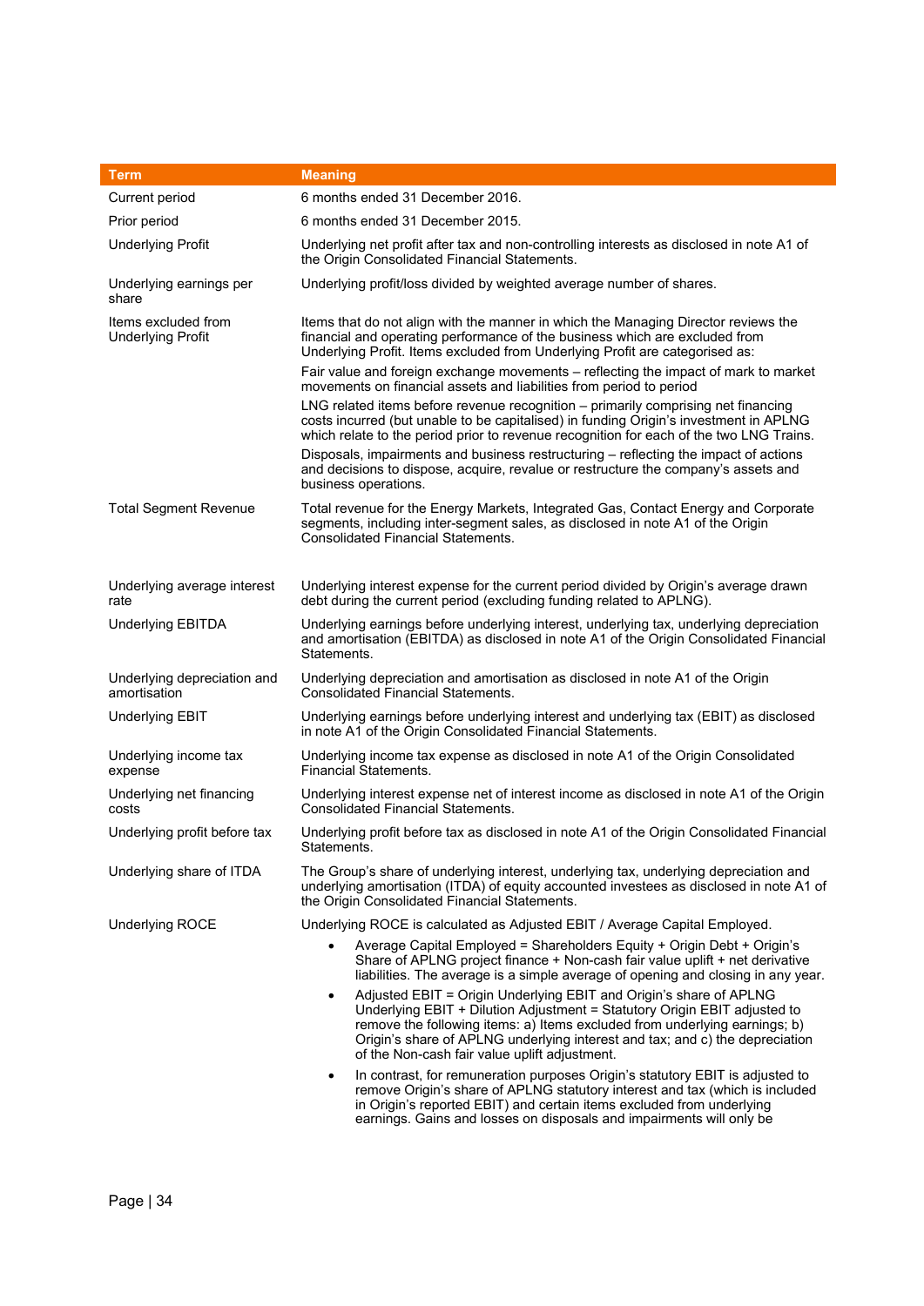| Term | Meaning |
|---|---|
| Current period | 6 months ended 31 December 2016. |
| Prior period | 6 months ended 31 December 2015. |
| Underlying Profit | Underlying net profit after tax and non-controlling interests as disclosed in note A1 of the Origin Consolidated Financial Statements. |
| Underlying earnings per share | Underlying profit/loss divided by weighted average number of shares. |
| Items excluded from Underlying Profit | Items that do not align with the manner in which the Managing Director reviews the financial and operating performance of the business which are excluded from Underlying Profit. Items excluded from Underlying Profit are categorised as:<br><br>Fair value and foreign exchange movements – reflecting the impact of mark to market movements on financial assets and liabilities from period to period<br><br>LNG related items before revenue recognition – primarily comprising net financing costs incurred (but unable to be capitalised) in funding Origin's investment in APLNG which relate to the period prior to revenue recognition for each of the two LNG Trains.<br><br>Disposals, impairments and business restructuring – reflecting the impact of actions and decisions to dispose, acquire, revalue or restructure the company's assets and business operations. |
| Total Segment Revenue | Total revenue for the Energy Markets, Integrated Gas, Contact Energy and Corporate segments, including inter-segment sales, as disclosed in note A1 of the Origin Consolidated Financial Statements. |
| Underlying average interest rate | Underlying interest expense for the current period divided by Origin's average drawn debt during the current period (excluding funding related to APLNG). |
| Underlying EBITDA | Underlying earnings before underlying interest, underlying tax, underlying depreciation and amortisation (EBITDA) as disclosed in note A1 of the Origin Consolidated Financial Statements. |
| Underlying depreciation and amortisation | Underlying depreciation and amortisation as disclosed in note A1 of the Origin Consolidated Financial Statements. |
| Underlying EBIT | Underlying earnings before underlying interest and underlying tax (EBIT) as disclosed in note A1 of the Origin Consolidated Financial Statements. |
| Underlying income tax expense | Underlying income tax expense as disclosed in note A1 of the Origin Consolidated Financial Statements. |
| Underlying net financing costs | Underlying interest expense net of interest income as disclosed in note A1 of the Origin Consolidated Financial Statements. |
| Underlying profit before tax | Underlying profit before tax as disclosed in note A1 of the Origin Consolidated Financial Statements. |
| Underlying share of ITDA | The Group's share of underlying interest, underlying tax, underlying depreciation and underlying amortisation (ITDA) of equity accounted investees as disclosed in note A1 of the Origin Consolidated Financial Statements. |
| Underlying ROCE | Underlying ROCE is calculated as Adjusted EBIT / Average Capital Employed.<br><br>• Average Capital Employed = Shareholders Equity + Origin Debt + Origin's Share of APLNG project finance + Non-cash fair value uplift + net derivative liabilities. The average is a simple average of opening and closing in any year.<br><br>• Adjusted EBIT = Origin Underlying EBIT and Origin's share of APLNG Underlying EBIT + Dilution Adjustment = Statutory Origin EBIT adjusted to remove the following items: a) Items excluded from underlying earnings; b) Origin's share of APLNG underlying interest and tax; and c) the depreciation of the Non-cash fair value uplift adjustment.<br><br>• In contrast, for remuneration purposes Origin's statutory EBIT is adjusted to remove Origin's share of APLNG statutory interest and tax (which is included in Origin's reported EBIT) and certain items excluded from underlying earnings. Gains and losses on disposals and impairments will only be |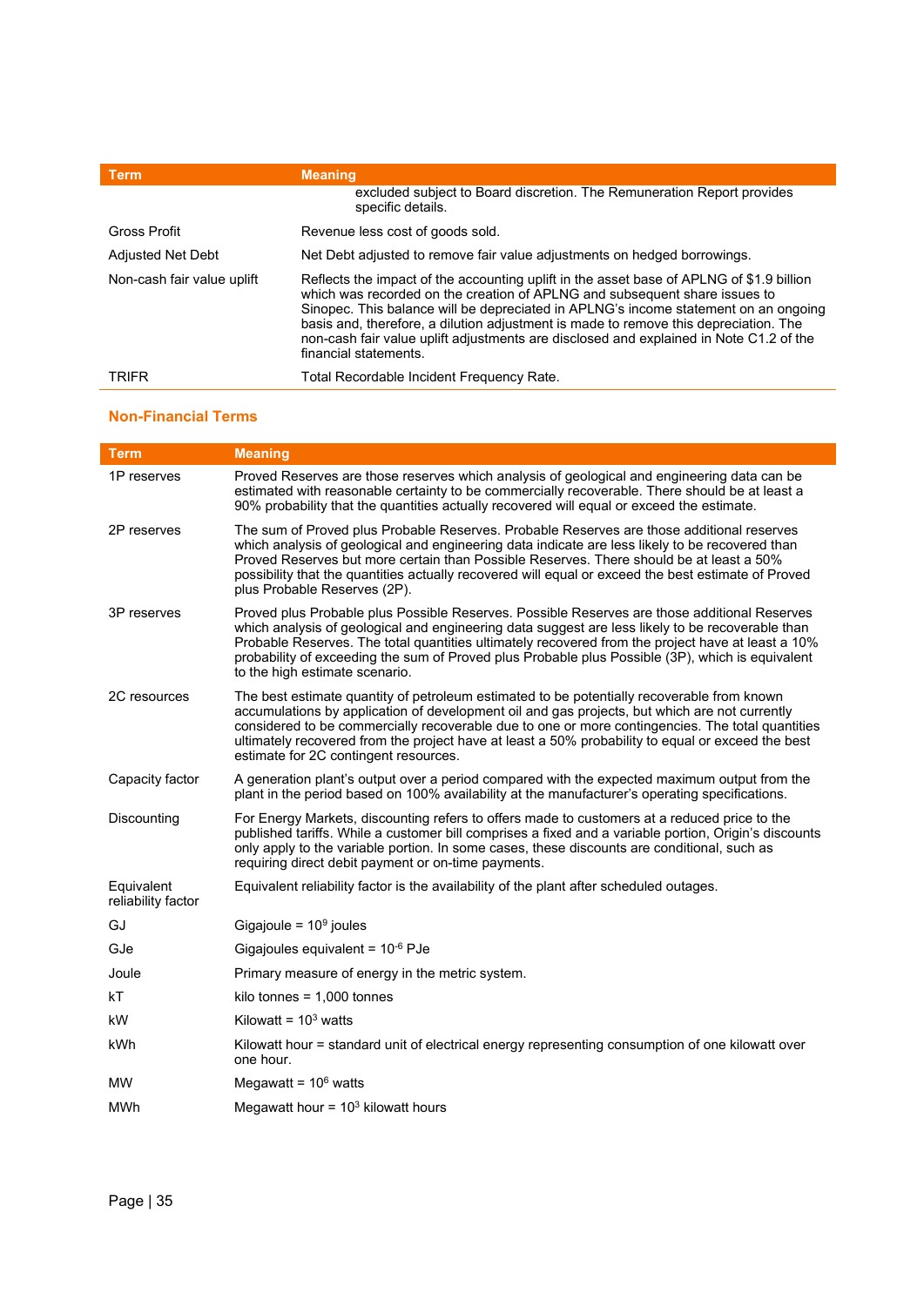| Term | Meaning |
| --- | --- |
| | excluded subject to Board discretion. The Remuneration Report provides specific details. |
| Gross Profit | Revenue less cost of goods sold. |
| Adjusted Net Debt | Net Debt adjusted to remove fair value adjustments on hedged borrowings. |
| Non-cash fair value uplift | Reflects the impact of the accounting uplift in the asset base of APLNG of $1.9 billion which was recorded on the creation of APLNG and subsequent share issues to Sinopec. This balance will be depreciated in APLNG's income statement on an ongoing basis and, therefore, a dilution adjustment is made to remove this depreciation. The non-cash fair value uplift adjustments are disclosed and explained in Note C1.2 of the financial statements. |
| TRIFR | Total Recordable Incident Frequency Rate. |

## Non-Financial Terms

| Term | Meaning |
| --- | --- |
| 1P reserves | Proved Reserves are those reserves which analysis of geological and engineering data can be estimated with reasonable certainty to be commercially recoverable. There should be at least a 90% probability that the quantities actually recovered will equal or exceed the estimate. |
| 2P reserves | The sum of Proved plus Probable Reserves. Probable Reserves are those additional reserves which analysis of geological and engineering data indicate are less likely to be recovered than Proved Reserves but more certain than Possible Reserves. There should be at least a 50% possibility that the quantities actually recovered will equal or exceed the best estimate of Proved plus Probable Reserves (2P). |
| 3P reserves | Proved plus Probable plus Possible Reserves. Possible Reserves are those additional Reserves which analysis of geological and engineering data suggest are less likely to be recoverable than Probable Reserves. The total quantities ultimately recovered from the project have at least a 10% probability of exceeding the sum of Proved plus Probable plus Possible (3P), which is equivalent to the high estimate scenario. |
| 2C resources | The best estimate quantity of petroleum estimated to be potentially recoverable from known accumulations by application of development oil and gas projects, but which are not currently considered to be commercially recoverable due to one or more contingencies. The total quantities ultimately recovered from the project have at least a 50% probability to equal or exceed the best estimate for 2C contingent resources. |
| Capacity factor | A generation plant's output over a period compared with the expected maximum output from the plant in the period based on 100% availability at the manufacturer's operating specifications. |
| Discounting | For Energy Markets, discounting refers to offers made to customers at a reduced price to the published tariffs. While a customer bill comprises a fixed and a variable portion, Origin's discounts only apply to the variable portion. In some cases, these discounts are conditional, such as requiring direct debit payment or on-time payments. |
| Equivalent reliability factor | Equivalent reliability factor is the availability of the plant after scheduled outages. |
| GJ | Gigajoule = $10^9$ joules |
| GJe | Gigajoules equivalent = $10^{-6}$ PJe |
| Joule | Primary measure of energy in the metric system. |
| kT | kilo tonnes = 1,000 tonnes |
| kW | Kilowatt = $10^3$ watts |
| kWh | Kilowatt hour = standard unit of electrical energy representing consumption of one kilowatt over one hour. |
| MW | Megawatt = $10^6$ watts |
| MWh | Megawatt hour = $10^3$ kilowatt hours |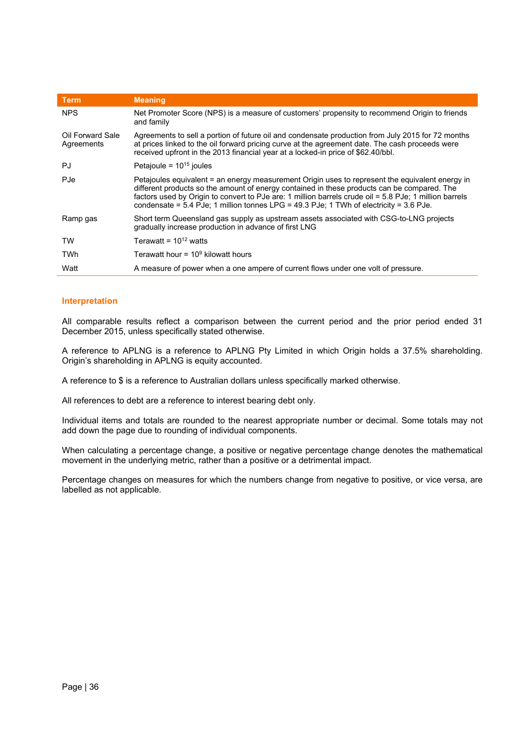| Term | Meaning |
| --- | --- |
| NPS | Net Promoter Score (NPS) is a measure of customers' propensity to recommend Origin to friends and family |
| Oil Forward Sale Agreements | Agreements to sell a portion of future oil and condensate production from July 2015 for 72 months at prices linked to the oil forward pricing curve at the agreement date. The cash proceeds were received upfront in the 2013 financial year at a locked-in price of $62.40/bbl. |
| PJ | Petajoule = $10^{15}$ joules |
| PJe | Petajoules equivalent = an energy measurement Origin uses to represent the equivalent energy in different products so the amount of energy contained in these products can be compared. The factors used by Origin to convert to PJe are: 1 million barrels crude oil = 5.8 PJe; 1 million barrels condensate = 5.4 PJe; 1 million tonnes LPG = 49.3 PJe; 1 TWh of electricity = 3.6 PJe. |
| Ramp gas | Short term Queensland gas supply as upstream assets associated with CSG-to-LNG projects gradually increase production in advance of first LNG |
| TW | Terawatt = $10^{12}$ watts |
| TWh | Terawatt hour = $10^{9}$ kilowatt hours |
| Watt | A measure of power when a one ampere of current flows under one volt of pressure. |

## Interpretation

All comparable results reflect a comparison between the current period and the prior period ended 31 December 2015, unless specifically stated otherwise.

A reference to APLNG is a reference to APLNG Pty Limited in which Origin holds a 37.5% shareholding. Origin's shareholding in APLNG is equity accounted.

A reference to $ is a reference to Australian dollars unless specifically marked otherwise.

All references to debt are a reference to interest bearing debt only.

Individual items and totals are rounded to the nearest appropriate number or decimal. Some totals may not add down the page due to rounding of individual components.

When calculating a percentage change, a positive or negative percentage change denotes the mathematical movement in the underlying metric, rather than a positive or a detrimental impact.

Percentage changes on measures for which the numbers change from negative to positive, or vice versa, are labelled as not applicable.